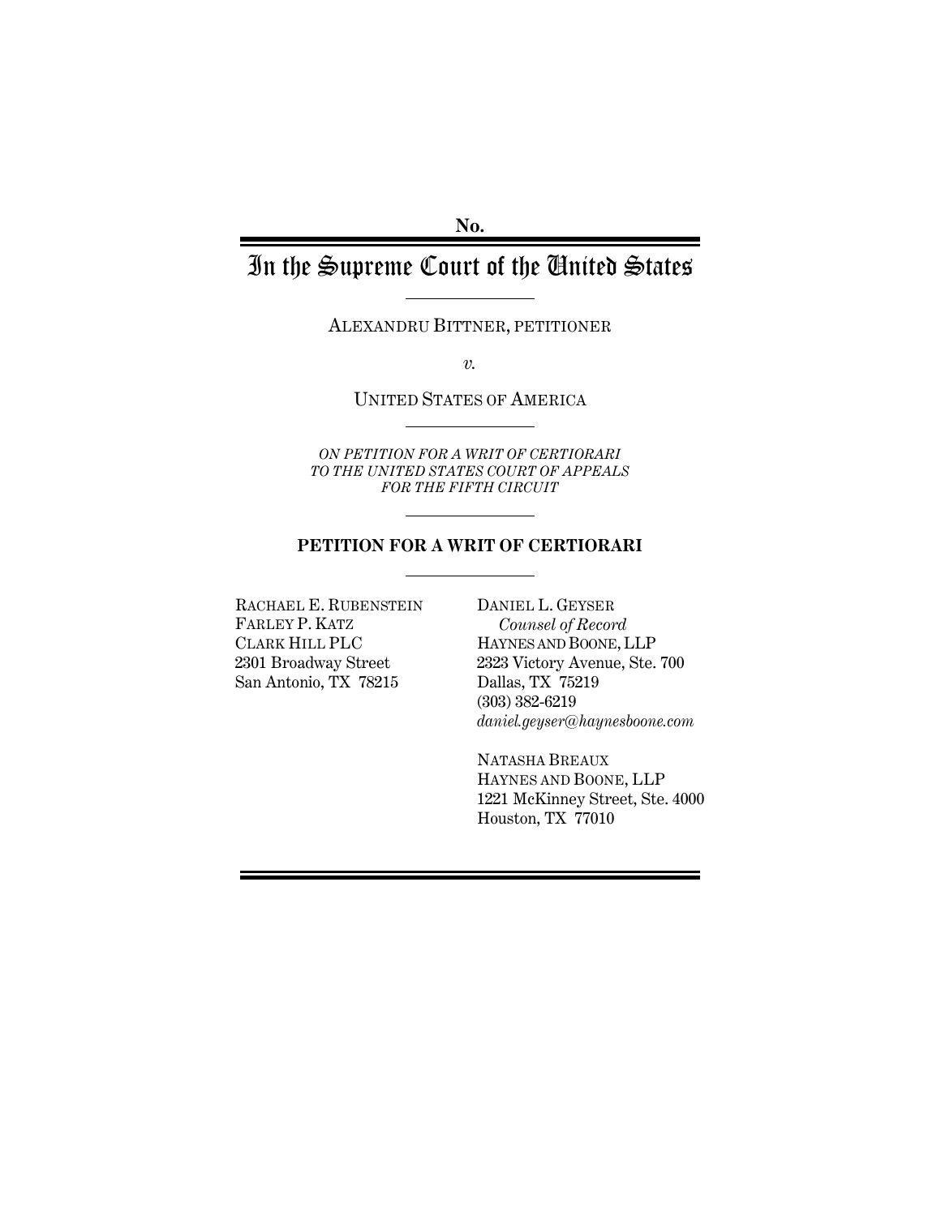No.

# In the Supreme Court of the United States

ALEXANDRU BITTNER, PETITIONER

*v.*

UNITED STATES OF AMERICA

*ON PETITION FOR A WRIT OF CERTIORARI TO THE UNITED STATES COURT OF APPEALS FOR THE FIFTH CIRCUIT*

**PETITION FOR A WRIT OF CERTIORARI**

RACHAEL E. RUBENSTEIN
FARLEY P. KATZ
CLARK HILL PLC
2301 Broadway Street
San Antonio, TX 78215

DANIEL L. GEYSER
*Counsel of Record*
HAYNES AND BOONE, LLP
2323 Victory Avenue, Ste. 700
Dallas, TX 75219
(303) 382-6219
*daniel.geyser@haynesboone.com*

NATASHA BREAUX
HAYNES AND BOONE, LLP
1221 McKinney Street, Ste. 4000
Houston, TX 77010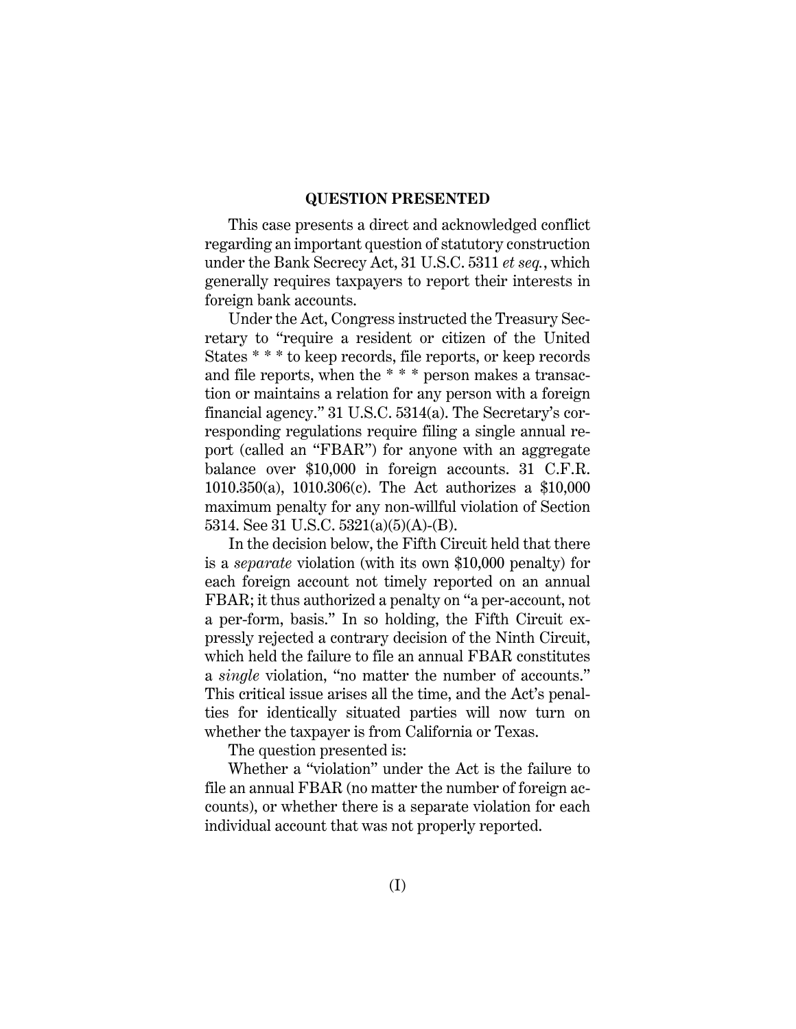## QUESTION PRESENTED

This case presents a direct and acknowledged conflict regarding an important question of statutory construction under the Bank Secrecy Act, 31 U.S.C. 5311 *et seq.*, which generally requires taxpayers to report their interests in foreign bank accounts.

Under the Act, Congress instructed the Treasury Secretary to "require a resident or citizen of the United States * * * to keep records, file reports, or keep records and file reports, when the * * * person makes a transaction or maintains a relation for any person with a foreign financial agency." 31 U.S.C. 5314(a). The Secretary's corresponding regulations require filing a single annual report (called an "FBAR") for anyone with an aggregate balance over $10,000 in foreign accounts. 31 C.F.R. 1010.350(a), 1010.306(c). The Act authorizes a $10,000 maximum penalty for any non-willful violation of Section 5314. See 31 U.S.C. 5321(a)(5)(A)-(B).

In the decision below, the Fifth Circuit held that there is a *separate* violation (with its own $10,000 penalty) for each foreign account not timely reported on an annual FBAR; it thus authorized a penalty on "a per-account, not a per-form, basis." In so holding, the Fifth Circuit expressly rejected a contrary decision of the Ninth Circuit, which held the failure to file an annual FBAR constitutes a *single* violation, "no matter the number of accounts." This critical issue arises all the time, and the Act's penalties for identically situated parties will now turn on whether the taxpayer is from California or Texas.

The question presented is:

Whether a "violation" under the Act is the failure to file an annual FBAR (no matter the number of foreign accounts), or whether there is a separate violation for each individual account that was not properly reported.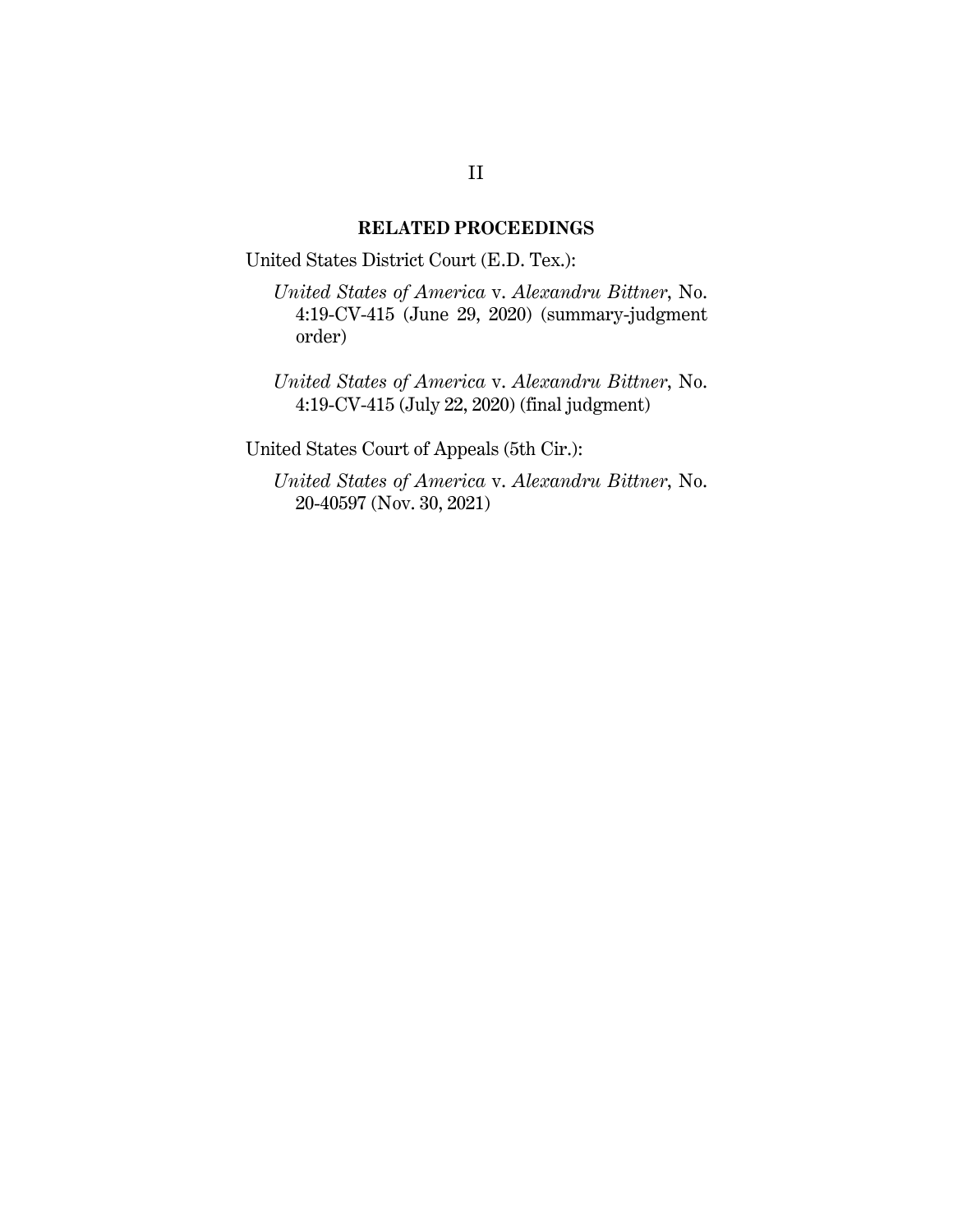## RELATED PROCEEDINGS

United States District Court (E.D. Tex.):

*United States of America* v. *Alexandru Bittner*, No. 4:19-CV-415 (June 29, 2020) (summary-judgment order)

*United States of America* v. *Alexandru Bittner*, No. 4:19-CV-415 (July 22, 2020) (final judgment)

United States Court of Appeals (5th Cir.):

*United States of America* v. *Alexandru Bittner*, No. 20-40597 (Nov. 30, 2021)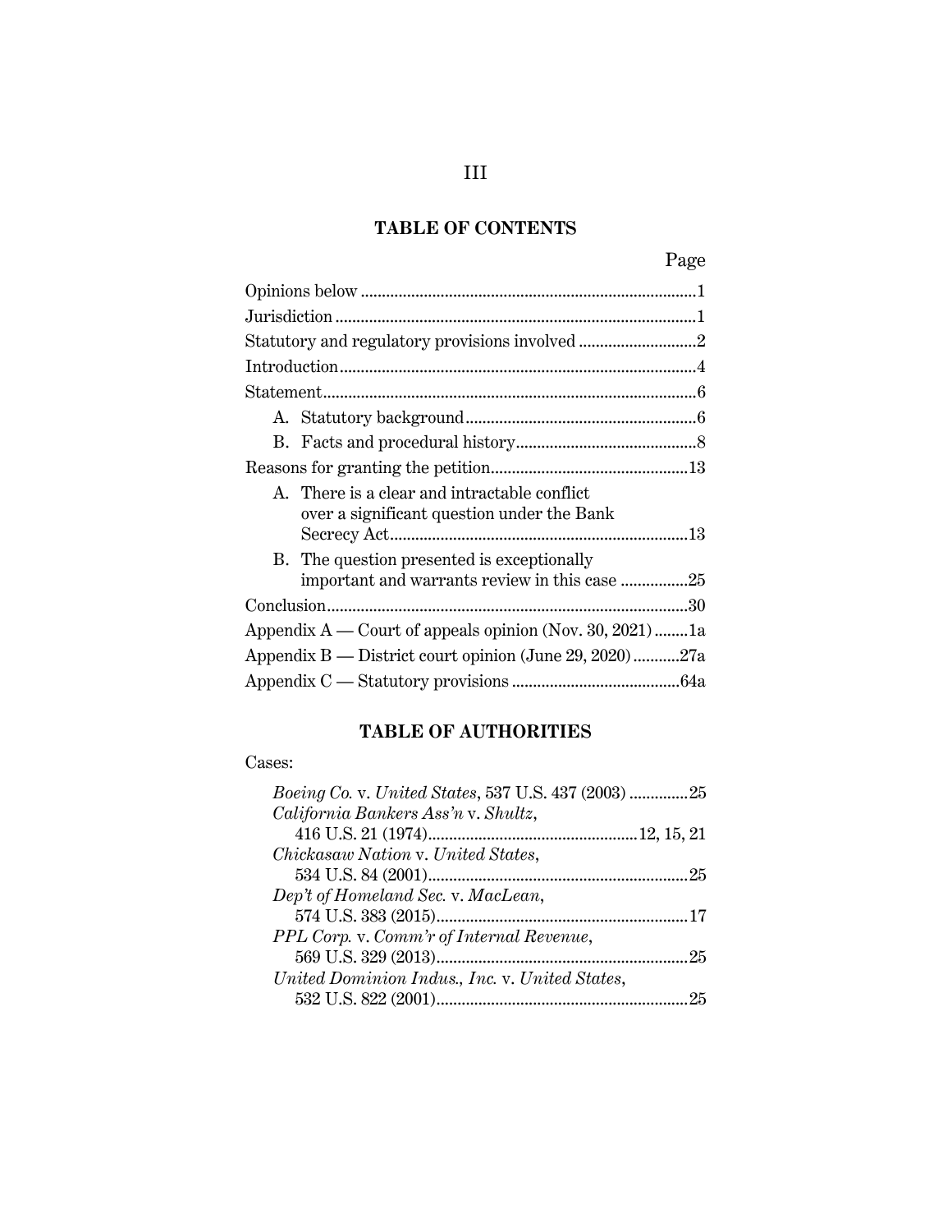## TABLE OF CONTENTS

| | Page |
|---|---|
| Opinions below | 1 |
| Jurisdiction | 1 |
| Statutory and regulatory provisions involved | 2 |
| Introduction | 4 |
| Statement | 6 |
| A. Statutory background | 6 |
| B. Facts and procedural history | 8 |
| Reasons for granting the petition | 13 |
| A. There is a clear and intractable conflict over a significant question under the Bank Secrecy Act | 13 |
| B. The question presented is exceptionally important and warrants review in this case | 25 |
| Conclusion | 30 |
| Appendix A — Court of appeals opinion (Nov. 30, 2021) | 1a |
| Appendix B — District court opinion (June 29, 2020) | 27a |
| Appendix C — Statutory provisions | 64a |

## TABLE OF AUTHORITIES

Cases:

| | |
|---|---|
| *Boeing Co.* v. *United States*, 537 U.S. 437 (2003) | 25 |
| *California Bankers Ass'n* v. *Shultz*, 416 U.S. 21 (1974) | 12, 15, 21 |
| *Chickasaw Nation* v. *United States*, 534 U.S. 84 (2001) | 25 |
| *Dep't of Homeland Sec.* v. *MacLean*, 574 U.S. 383 (2015) | 17 |
| *PPL Corp.* v. *Comm'r of Internal Revenue*, 569 U.S. 329 (2013) | 25 |
| *United Dominion Indus., Inc.* v. *United States*, 532 U.S. 822 (2001) | 25 |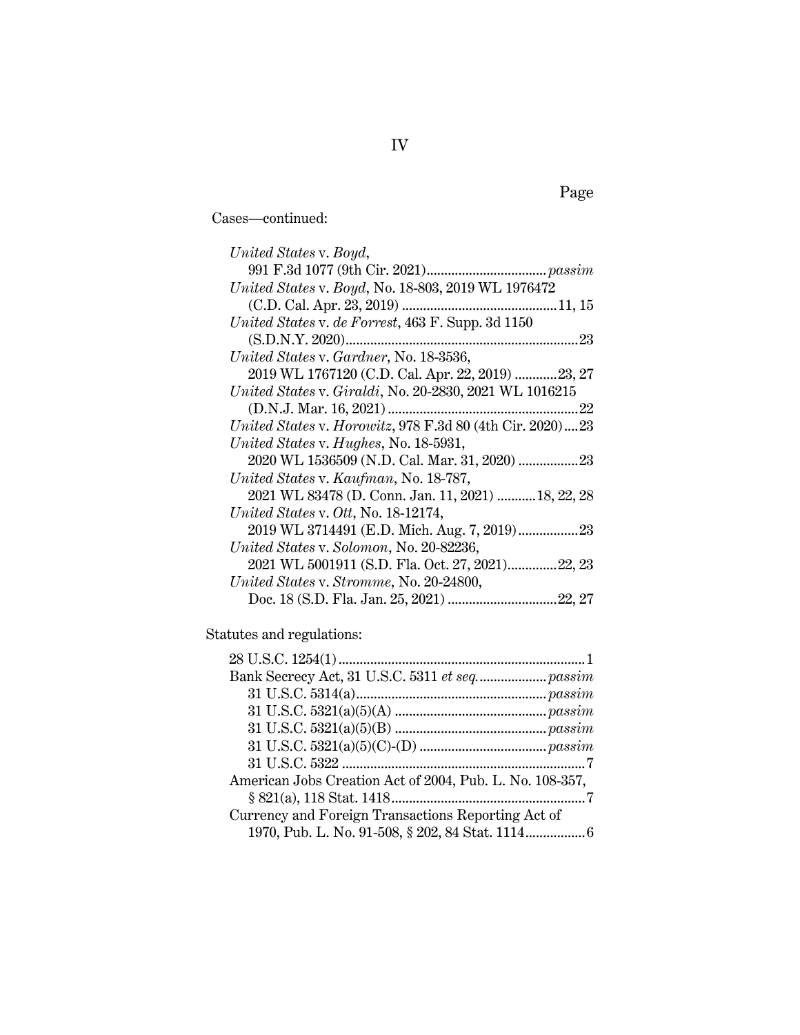Page

Cases—continued:

*United States* v. *Boyd*, 991 F.3d 1077 (9th Cir. 2021) .................................*passim*

*United States* v. *Boyd*, No. 18-803, 2019 WL 1976472 (C.D. Cal. Apr. 23, 2019) ........................................... 11, 15

*United States* v. *de Forrest*, 463 F. Supp. 3d 1150 (S.D.N.Y. 2020) ................................................................. 23

*United States* v. *Gardner*, No. 18-3536, 2019 WL 1767120 (C.D. Cal. Apr. 22, 2019) ........... 23, 27

*United States* v. *Giraldi*, No. 20-2830, 2021 WL 1016215 (D.N.J. Mar. 16, 2021) ..................................................... 22

*United States* v. *Horowitz*, 978 F.3d 80 (4th Cir. 2020) .... 23

*United States* v. *Hughes*, No. 18-5931, 2020 WL 1536509 (N.D. Cal. Mar. 31, 2020) ................. 23

*United States* v. *Kaufman*, No. 18-787, 2021 WL 83478 (D. Conn. Jan. 11, 2021) ........... 18, 22, 28

*United States* v. *Ott*, No. 18-12174, 2019 WL 3714491 (E.D. Mich. Aug. 7, 2019) ................. 23

*United States* v. *Solomon*, No. 20-82236, 2021 WL 5001911 (S.D. Fla. Oct. 27, 2021) ............. 22, 23

*United States* v. *Stromme*, No. 20-24800, Doc. 18 (S.D. Fla. Jan. 25, 2021) .............................. 22, 27

Statutes and regulations:

28 U.S.C. 1254(1) ..................................................................... 1

Bank Secrecy Act, 31 U.S.C. 5311 *et seq.* ................... *passim*

31 U.S.C. 5314(a) ..................................................... *passim*

31 U.S.C. 5321(a)(5)(A) .......................................... *passim*

31 U.S.C. 5321(a)(5)(B) .......................................... *passim*

31 U.S.C. 5321(a)(5)(C)-(D) ................................... *passim*

31 U.S.C. 5322 .................................................................... 7

American Jobs Creation Act of 2004, Pub. L. No. 108-357, § 821(a), 118 Stat. 1418 ....................................................... 7

Currency and Foreign Transactions Reporting Act of 1970, Pub. L. No. 91-508, § 202, 84 Stat. 1114 ................ 6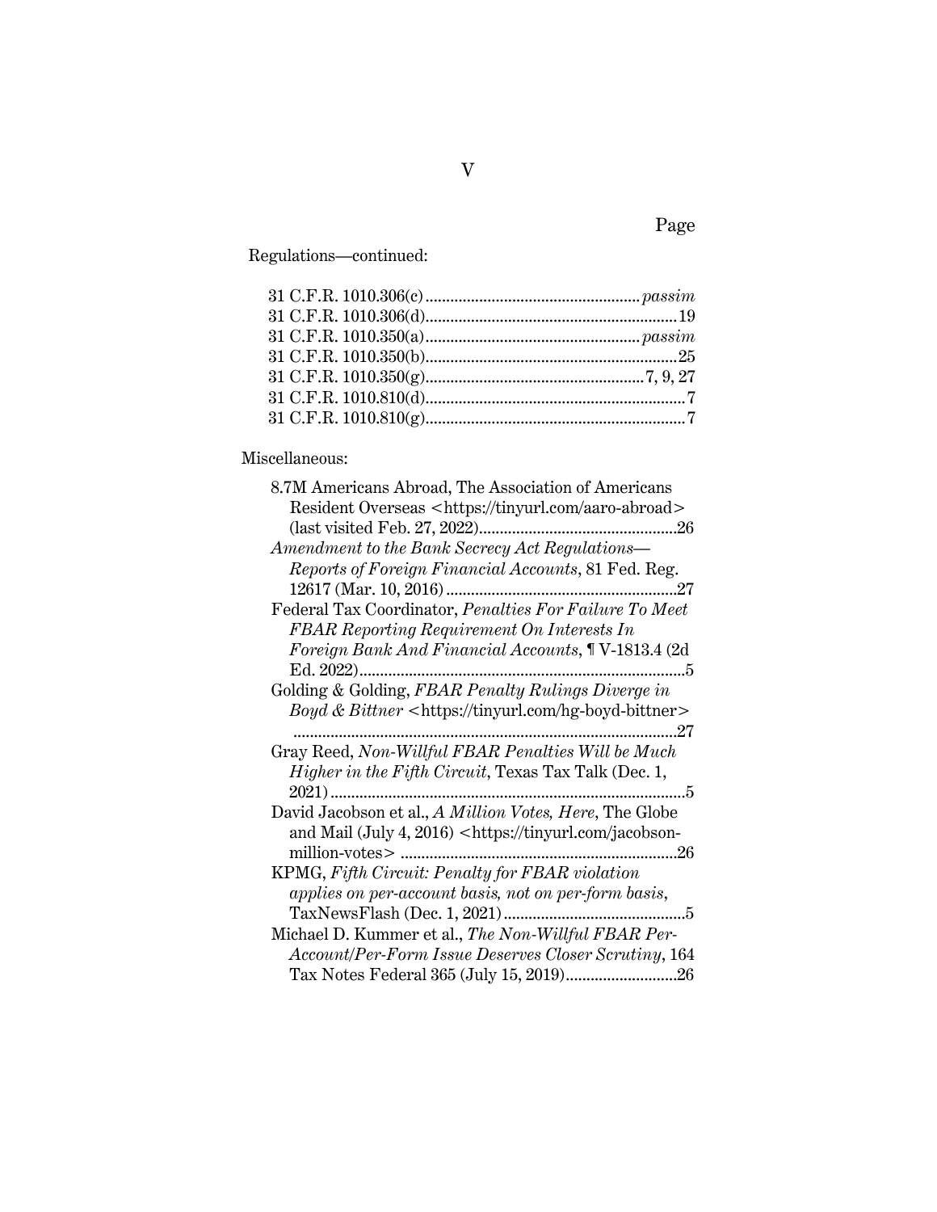Page

Regulations—continued:

31 C.F.R. 1010.306(c) .................................................... *passim*
31 C.F.R. 1010.306(d)............................................................19
31 C.F.R. 1010.350(a) .................................................... *passim*
31 C.F.R. 1010.350(b)............................................................25
31 C.F.R. 1010.350(g).....................................................7, 9, 27
31 C.F.R. 1010.810(d)..............................................................7
31 C.F.R. 1010.810(g)..............................................................7

Miscellaneous:

8.7M Americans Abroad, The Association of Americans Resident Overseas <https://tinyurl.com/aaro-abroad> (last visited Feb. 27, 2022)................................................26

*Amendment to the Bank Secrecy Act Regulations—Reports of Foreign Financial Accounts*, 81 Fed. Reg. 12617 (Mar. 10, 2016) .......................................................27

Federal Tax Coordinator, *Penalties For Failure To Meet FBAR Reporting Requirement On Interests In Foreign Bank And Financial Accounts*, ¶ V-1813.4 (2d Ed. 2022)..............................................................................5

Golding & Golding, *FBAR Penalty Rulings Diverge in Boyd & Bittner* <https://tinyurl.com/hg-boyd-bittner> ............................................................................................27

Gray Reed, *Non-Willful FBAR Penalties Will be Much Higher in the Fifth Circuit*, Texas Tax Talk (Dec. 1, 2021) ....................................................................................5

David Jacobson et al., *A Million Votes, Here*, The Globe and Mail (July 4, 2016) <https://tinyurl.com/jacobson-million-votes> ..................................................................26

KPMG, *Fifth Circuit: Penalty for FBAR violation applies on per-account basis, not on per-form basis*, TaxNewsFlash (Dec. 1, 2021) ...........................................5

Michael D. Kummer et al., *The Non-Willful FBAR Per-Account/Per-Form Issue Deserves Closer Scrutiny*, 164 Tax Notes Federal 365 (July 15, 2019)..........................26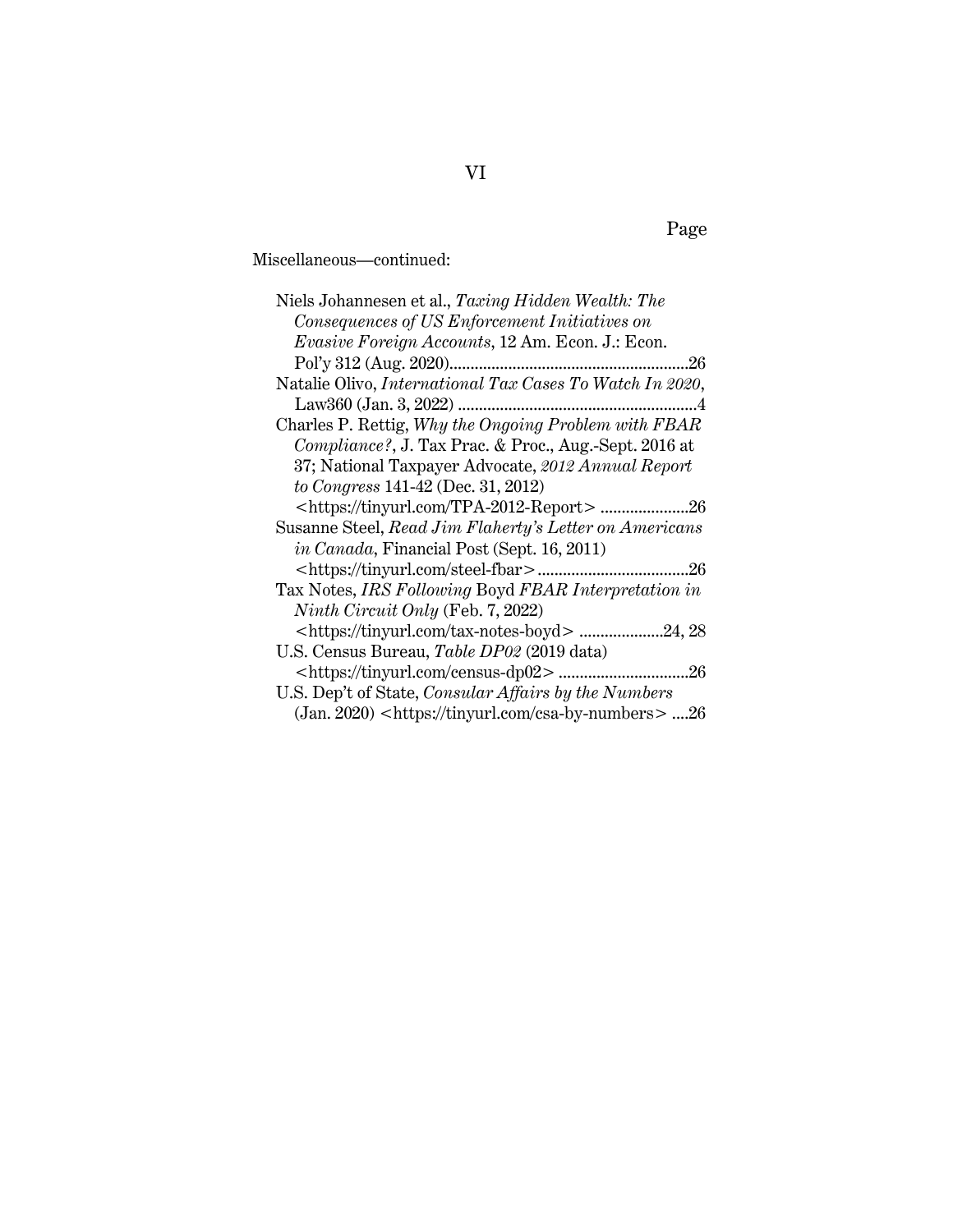Page

Miscellaneous—continued:

Niels Johannesen et al., *Taxing Hidden Wealth: The Consequences of US Enforcement Initiatives on Evasive Foreign Accounts*, 12 Am. Econ. J.: Econ. Pol'y 312 (Aug. 2020)........................................................26

Natalie Olivo, *International Tax Cases To Watch In 2020*, Law360 (Jan. 3, 2022) ........................................................4

Charles P. Rettig, *Why the Ongoing Problem with FBAR Compliance?*, J. Tax Prac. & Proc., Aug.-Sept. 2016 at 37; National Taxpayer Advocate, *2012 Annual Report to Congress* 141-42 (Dec. 31, 2012) <https://tinyurl.com/TPA-2012-Report> .....................26

Susanne Steel, *Read Jim Flaherty's Letter on Americans in Canada*, Financial Post (Sept. 16, 2011) <https://tinyurl.com/steel-fbar>....................................26

Tax Notes, *IRS Following* Boyd *FBAR Interpretation in Ninth Circuit Only* (Feb. 7, 2022) <https://tinyurl.com/tax-notes-boyd> ....................24, 28

U.S. Census Bureau, *Table DP02* (2019 data) <https://tinyurl.com/census-dp02> ...............................26

U.S. Dep't of State, *Consular Affairs by the Numbers* (Jan. 2020) <https://tinyurl.com/csa-by-numbers> ....26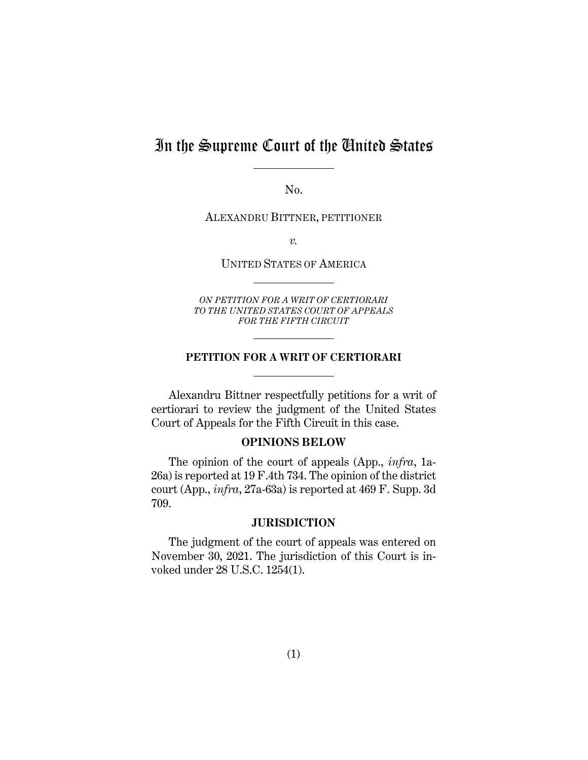# In the Supreme Court of the United States

No.

ALEXANDRU BITTNER, PETITIONER

*v.*

UNITED STATES OF AMERICA

*ON PETITION FOR A WRIT OF CERTIORARI TO THE UNITED STATES COURT OF APPEALS FOR THE FIFTH CIRCUIT*

**PETITION FOR A WRIT OF CERTIORARI**

Alexandru Bittner respectfully petitions for a writ of certiorari to review the judgment of the United States Court of Appeals for the Fifth Circuit in this case.

## OPINIONS BELOW

The opinion of the court of appeals (App., *infra*, 1a-26a) is reported at 19 F.4th 734. The opinion of the district court (App., *infra*, 27a-63a) is reported at 469 F. Supp. 3d 709.

## JURISDICTION

The judgment of the court of appeals was entered on November 30, 2021. The jurisdiction of this Court is invoked under 28 U.S.C. 1254(1).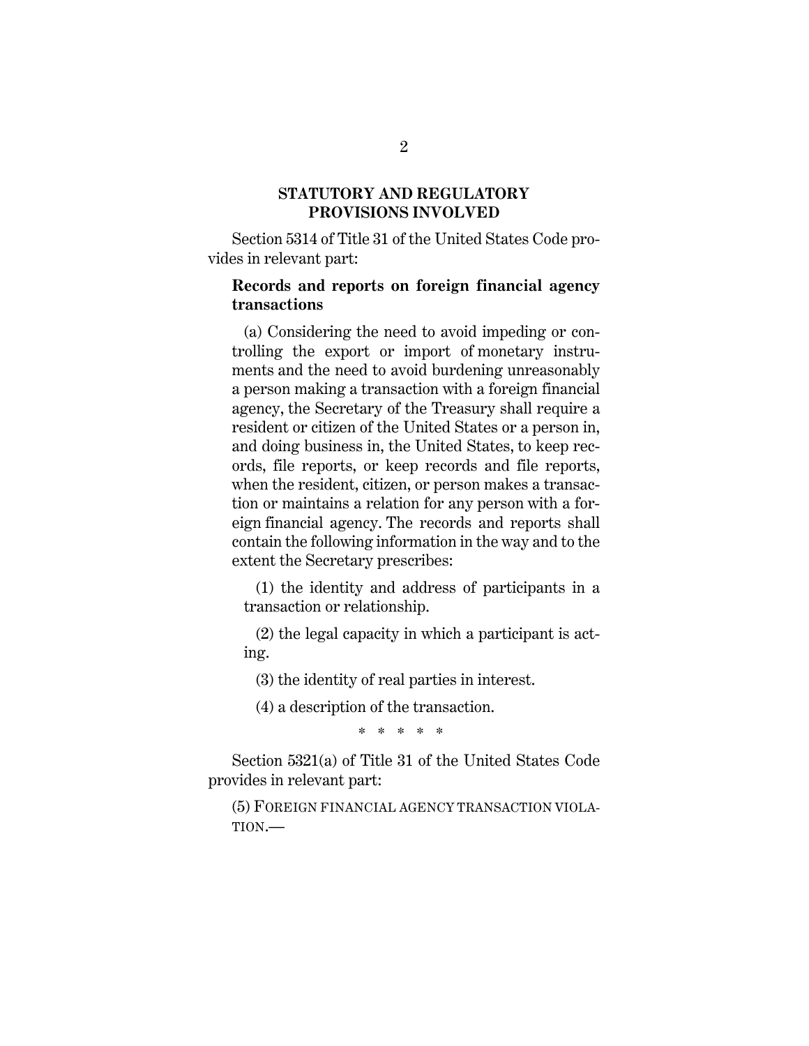## STATUTORY AND REGULATORY PROVISIONS INVOLVED

Section 5314 of Title 31 of the United States Code provides in relevant part:

> **Records and reports on foreign financial agency transactions**
>
> (a) Considering the need to avoid impeding or controlling the export or import of monetary instruments and the need to avoid burdening unreasonably a person making a transaction with a foreign financial agency, the Secretary of the Treasury shall require a resident or citizen of the United States or a person in, and doing business in, the United States, to keep records, file reports, or keep records and file reports, when the resident, citizen, or person makes a transaction or maintains a relation for any person with a foreign financial agency. The records and reports shall contain the following information in the way and to the extent the Secretary prescribes:
>
> (1) the identity and address of participants in a transaction or relationship.
>
> (2) the legal capacity in which a participant is acting.
>
> (3) the identity of real parties in interest.
>
> (4) a description of the transaction.
>
> \* \* \* \* \*

Section 5321(a) of Title 31 of the United States Code provides in relevant part:

> (5) FOREIGN FINANCIAL AGENCY TRANSACTION VIOLATION.—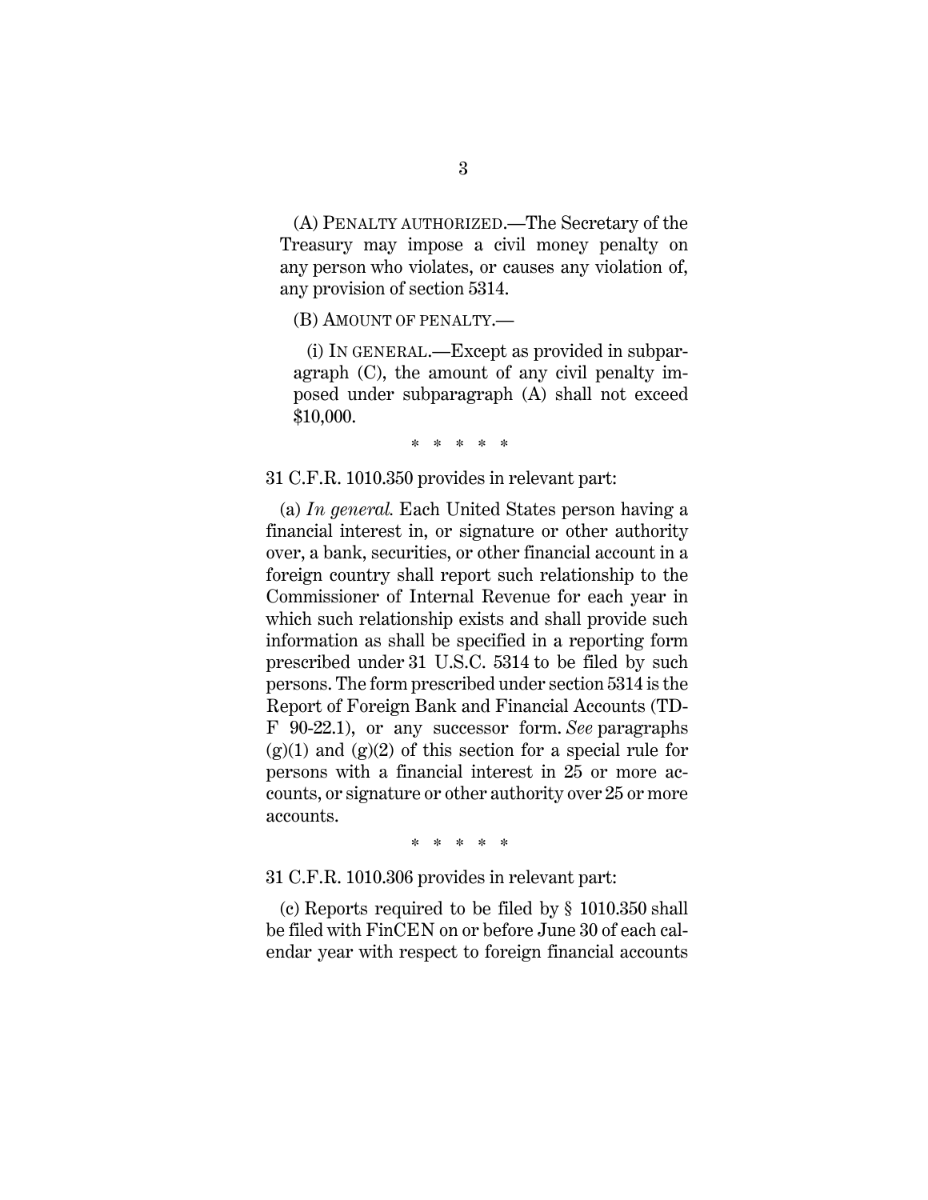(A) PENALTY AUTHORIZED.—The Secretary of the Treasury may impose a civil money penalty on any person who violates, or causes any violation of, any provision of section 5314.

(B) AMOUNT OF PENALTY.—

(i) IN GENERAL.—Except as provided in subparagraph (C), the amount of any civil penalty imposed under subparagraph (A) shall not exceed $10,000.

\* \* \* \* \*

31 C.F.R. 1010.350 provides in relevant part:

(a) *In general.* Each United States person having a financial interest in, or signature or other authority over, a bank, securities, or other financial account in a foreign country shall report such relationship to the Commissioner of Internal Revenue for each year in which such relationship exists and shall provide such information as shall be specified in a reporting form prescribed under 31 U.S.C. 5314 to be filed by such persons. The form prescribed under section 5314 is the Report of Foreign Bank and Financial Accounts (TD-F 90-22.1), or any successor form. *See* paragraphs (g)(1) and (g)(2) of this section for a special rule for persons with a financial interest in 25 or more accounts, or signature or other authority over 25 or more accounts.

\* \* \* \* \*

31 C.F.R. 1010.306 provides in relevant part:

(c) Reports required to be filed by § 1010.350 shall be filed with FinCEN on or before June 30 of each calendar year with respect to foreign financial accounts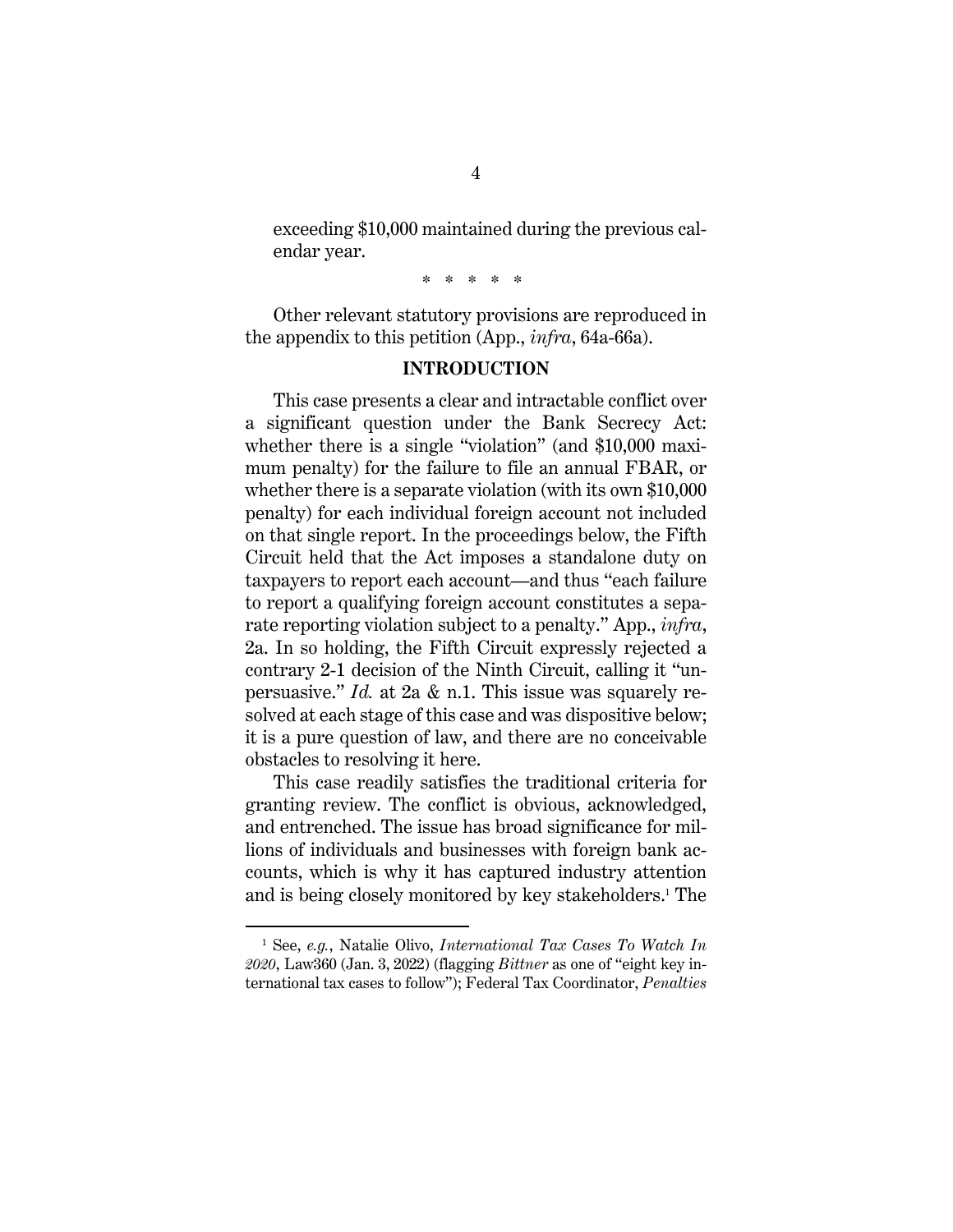exceeding $10,000 maintained during the previous calendar year.

\* \* \* \* \*

Other relevant statutory provisions are reproduced in the appendix to this petition (App., *infra*, 64a-66a).

## INTRODUCTION

This case presents a clear and intractable conflict over a significant question under the Bank Secrecy Act: whether there is a single "violation" (and $10,000 maximum penalty) for the failure to file an annual FBAR, or whether there is a separate violation (with its own $10,000 penalty) for each individual foreign account not included on that single report. In the proceedings below, the Fifth Circuit held that the Act imposes a standalone duty on taxpayers to report each account—and thus "each failure to report a qualifying foreign account constitutes a separate reporting violation subject to a penalty." App., *infra*, 2a. In so holding, the Fifth Circuit expressly rejected a contrary 2-1 decision of the Ninth Circuit, calling it "unpersuasive." *Id.* at 2a & n.1. This issue was squarely resolved at each stage of this case and was dispositive below; it is a pure question of law, and there are no conceivable obstacles to resolving it here.

This case readily satisfies the traditional criteria for granting review. The conflict is obvious, acknowledged, and entrenched. The issue has broad significance for millions of individuals and businesses with foreign bank accounts, which is why it has captured industry attention and is being closely monitored by key stakeholders.[1] The

[1] See, *e.g.*, Natalie Olivo, *International Tax Cases To Watch In 2020*, Law360 (Jan. 3, 2022) (flagging *Bittner* as one of "eight key international tax cases to follow"); Federal Tax Coordinator, *Penalties*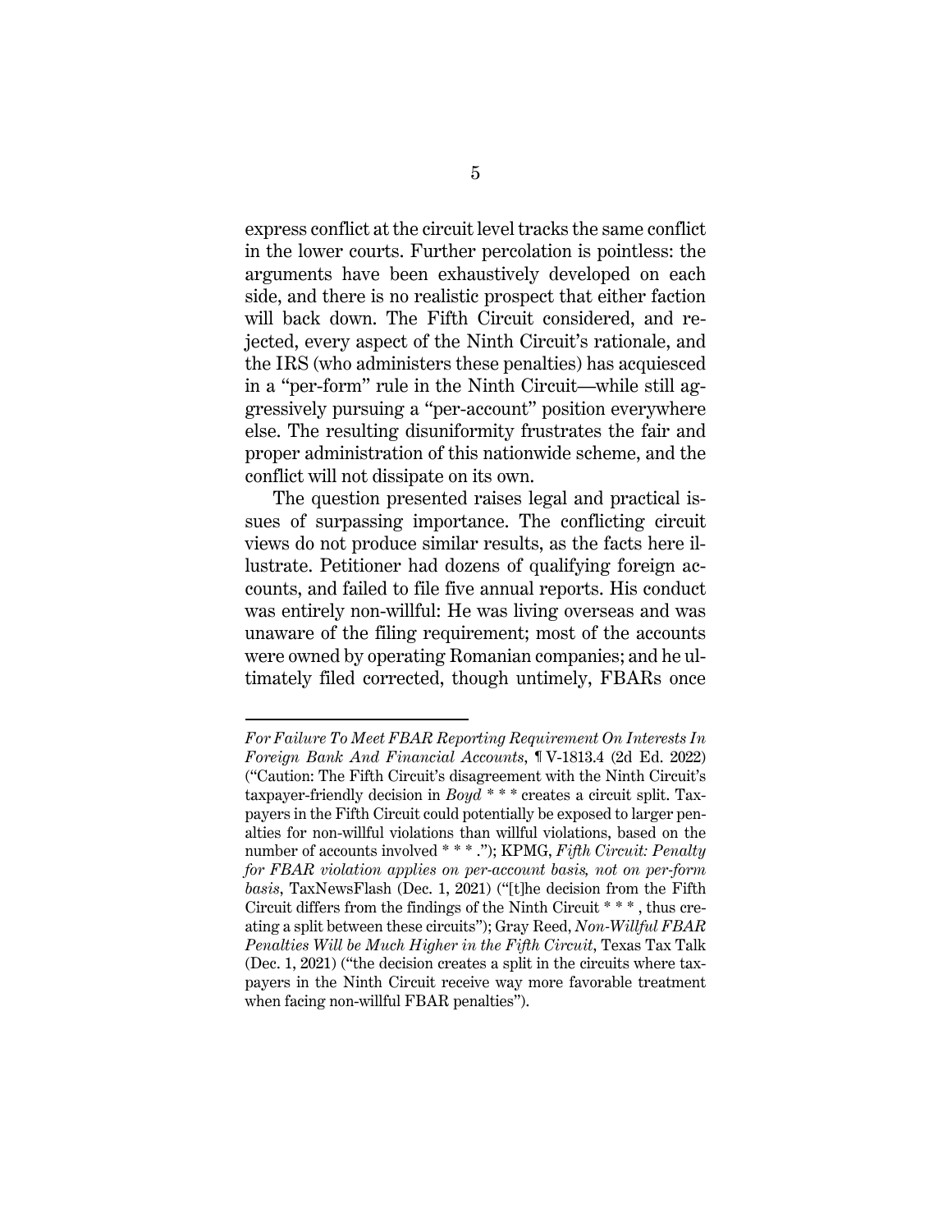express conflict at the circuit level tracks the same conflict in the lower courts. Further percolation is pointless: the arguments have been exhaustively developed on each side, and there is no realistic prospect that either faction will back down. The Fifth Circuit considered, and rejected, every aspect of the Ninth Circuit's rationale, and the IRS (who administers these penalties) has acquiesced in a "per-form" rule in the Ninth Circuit—while still aggressively pursuing a "per-account" position everywhere else. The resulting disuniformity frustrates the fair and proper administration of this nationwide scheme, and the conflict will not dissipate on its own.

The question presented raises legal and practical issues of surpassing importance. The conflicting circuit views do not produce similar results, as the facts here illustrate. Petitioner had dozens of qualifying foreign accounts, and failed to file five annual reports. His conduct was entirely non-willful: He was living overseas and was unaware of the filing requirement; most of the accounts were owned by operating Romanian companies; and he ultimately filed corrected, though untimely, FBARs once

---

*For Failure To Meet FBAR Reporting Requirement On Interests In Foreign Bank And Financial Accounts*, ¶ V-1813.4 (2d Ed. 2022) ("Caution: The Fifth Circuit's disagreement with the Ninth Circuit's taxpayer-friendly decision in *Boyd* * * * creates a circuit split. Taxpayers in the Fifth Circuit could potentially be exposed to larger penalties for non-willful violations than willful violations, based on the number of accounts involved * * * ."); KPMG, *Fifth Circuit: Penalty for FBAR violation applies on per-account basis, not on per-form basis*, TaxNewsFlash (Dec. 1, 2021) ("[t]he decision from the Fifth Circuit differs from the findings of the Ninth Circuit * * * , thus creating a split between these circuits"); Gray Reed, *Non-Willful FBAR Penalties Will be Much Higher in the Fifth Circuit*, Texas Tax Talk (Dec. 1, 2021) ("the decision creates a split in the circuits where taxpayers in the Ninth Circuit receive way more favorable treatment when facing non-willful FBAR penalties").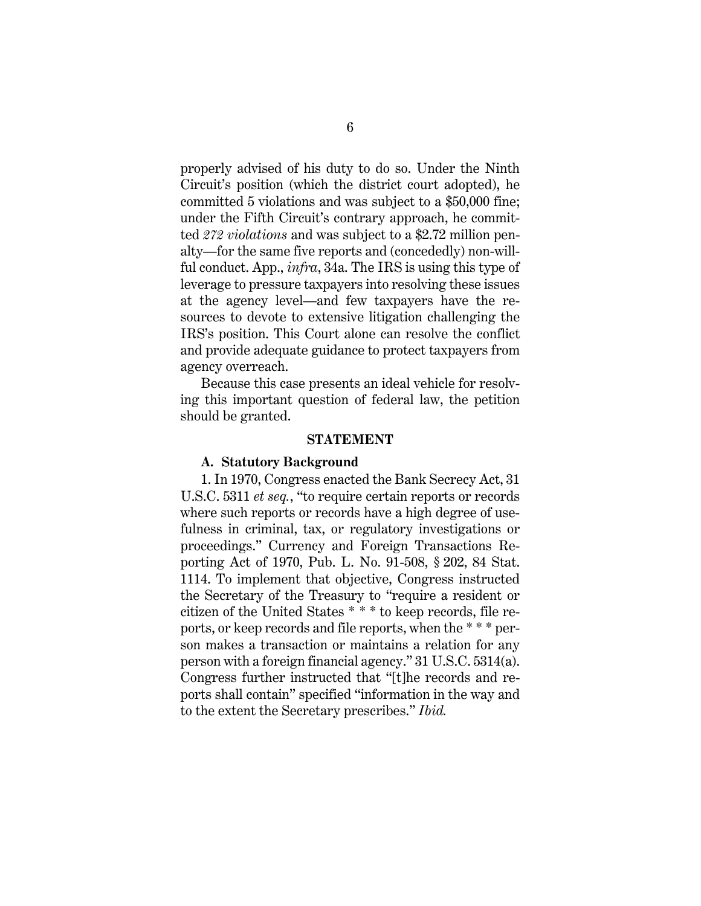properly advised of his duty to do so. Under the Ninth Circuit's position (which the district court adopted), he committed 5 violations and was subject to a $50,000 fine; under the Fifth Circuit's contrary approach, he committed *272 violations* and was subject to a $2.72 million penalty—for the same five reports and (concededly) non-willful conduct. App., *infra*, 34a. The IRS is using this type of leverage to pressure taxpayers into resolving these issues at the agency level—and few taxpayers have the resources to devote to extensive litigation challenging the IRS's position. This Court alone can resolve the conflict and provide adequate guidance to protect taxpayers from agency overreach.

Because this case presents an ideal vehicle for resolving this important question of federal law, the petition should be granted.

## STATEMENT

### A. Statutory Background

1. In 1970, Congress enacted the Bank Secrecy Act, 31 U.S.C. 5311 *et seq.*, "to require certain reports or records where such reports or records have a high degree of usefulness in criminal, tax, or regulatory investigations or proceedings." Currency and Foreign Transactions Reporting Act of 1970, Pub. L. No. 91-508, § 202, 84 Stat. 1114. To implement that objective, Congress instructed the Secretary of the Treasury to "require a resident or citizen of the United States * * * to keep records, file reports, or keep records and file reports, when the * * * person makes a transaction or maintains a relation for any person with a foreign financial agency." 31 U.S.C. 5314(a). Congress further instructed that "[t]he records and reports shall contain" specified "information in the way and to the extent the Secretary prescribes." *Ibid.*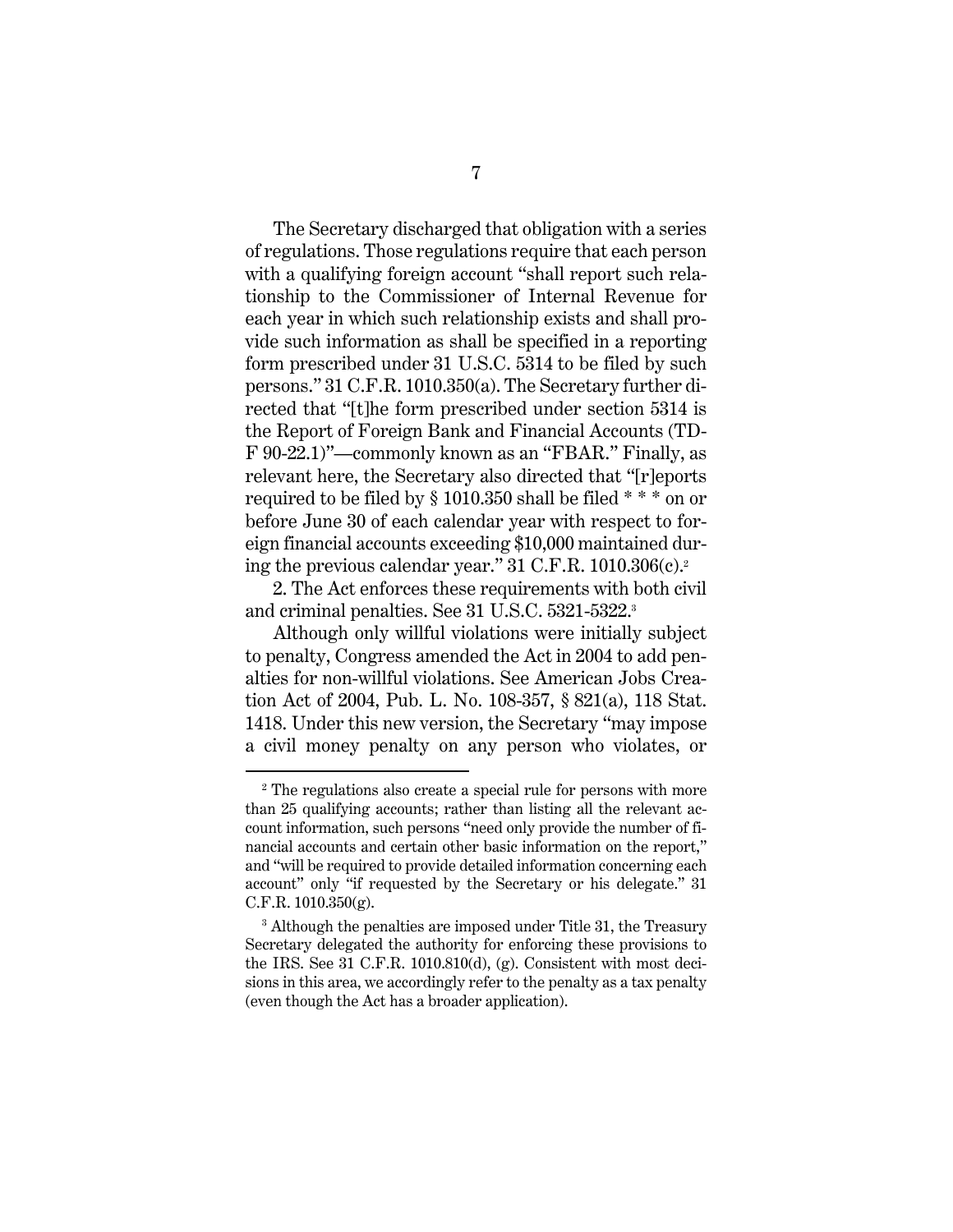The Secretary discharged that obligation with a series of regulations. Those regulations require that each person with a qualifying foreign account "shall report such relationship to the Commissioner of Internal Revenue for each year in which such relationship exists and shall provide such information as shall be specified in a reporting form prescribed under 31 U.S.C. 5314 to be filed by such persons." 31 C.F.R. 1010.350(a). The Secretary further directed that "[t]he form prescribed under section 5314 is the Report of Foreign Bank and Financial Accounts (TD-F 90-22.1)"—commonly known as an "FBAR." Finally, as relevant here, the Secretary also directed that "[r]eports required to be filed by § 1010.350 shall be filed * * * on or before June 30 of each calendar year with respect to foreign financial accounts exceeding $10,000 maintained during the previous calendar year." 31 C.F.R. 1010.306(c).[2]

2. The Act enforces these requirements with both civil and criminal penalties. See 31 U.S.C. 5321-5322.[3]

Although only willful violations were initially subject to penalty, Congress amended the Act in 2004 to add penalties for non-willful violations. See American Jobs Creation Act of 2004, Pub. L. No. 108-357, § 821(a), 118 Stat. 1418. Under this new version, the Secretary "may impose a civil money penalty on any person who violates, or

---

[2] The regulations also create a special rule for persons with more than 25 qualifying accounts; rather than listing all the relevant account information, such persons "need only provide the number of financial accounts and certain other basic information on the report," and "will be required to provide detailed information concerning each account" only "if requested by the Secretary or his delegate." 31 C.F.R. 1010.350(g).

[3] Although the penalties are imposed under Title 31, the Treasury Secretary delegated the authority for enforcing these provisions to the IRS. See 31 C.F.R. 1010.810(d), (g). Consistent with most decisions in this area, we accordingly refer to the penalty as a tax penalty (even though the Act has a broader application).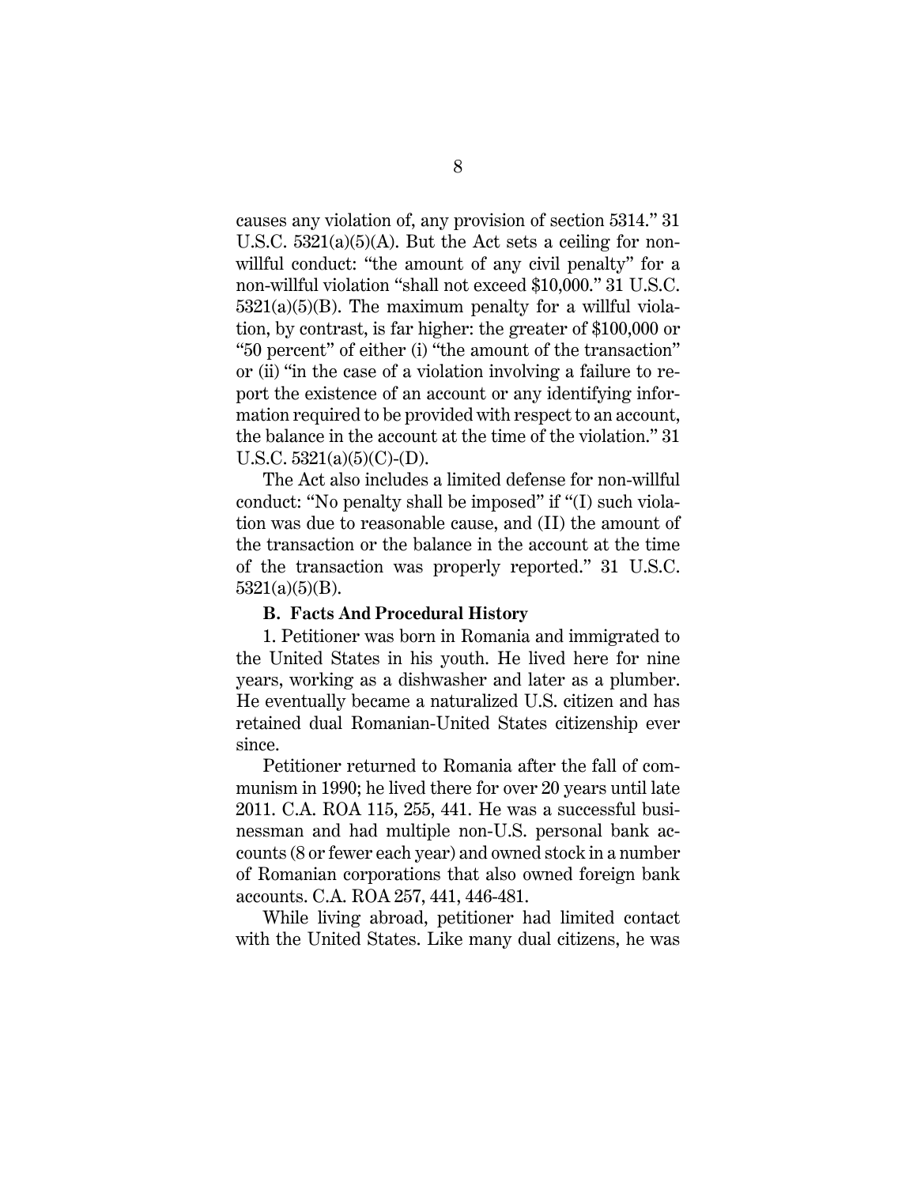causes any violation of, any provision of section 5314." 31 U.S.C. 5321(a)(5)(A). But the Act sets a ceiling for non-willful conduct: "the amount of any civil penalty" for a non-willful violation "shall not exceed $10,000." 31 U.S.C. 5321(a)(5)(B). The maximum penalty for a willful violation, by contrast, is far higher: the greater of $100,000 or "50 percent" of either (i) "the amount of the transaction" or (ii) "in the case of a violation involving a failure to report the existence of an account or any identifying information required to be provided with respect to an account, the balance in the account at the time of the violation." 31 U.S.C. 5321(a)(5)(C)-(D).

The Act also includes a limited defense for non-willful conduct: "No penalty shall be imposed" if "(I) such violation was due to reasonable cause, and (II) the amount of the transaction or the balance in the account at the time of the transaction was properly reported." 31 U.S.C. 5321(a)(5)(B).

### B. Facts And Procedural History

1. Petitioner was born in Romania and immigrated to the United States in his youth. He lived here for nine years, working as a dishwasher and later as a plumber. He eventually became a naturalized U.S. citizen and has retained dual Romanian-United States citizenship ever since.

Petitioner returned to Romania after the fall of communism in 1990; he lived there for over 20 years until late 2011. C.A. ROA 115, 255, 441. He was a successful businessman and had multiple non-U.S. personal bank accounts (8 or fewer each year) and owned stock in a number of Romanian corporations that also owned foreign bank accounts. C.A. ROA 257, 441, 446-481.

While living abroad, petitioner had limited contact with the United States. Like many dual citizens, he was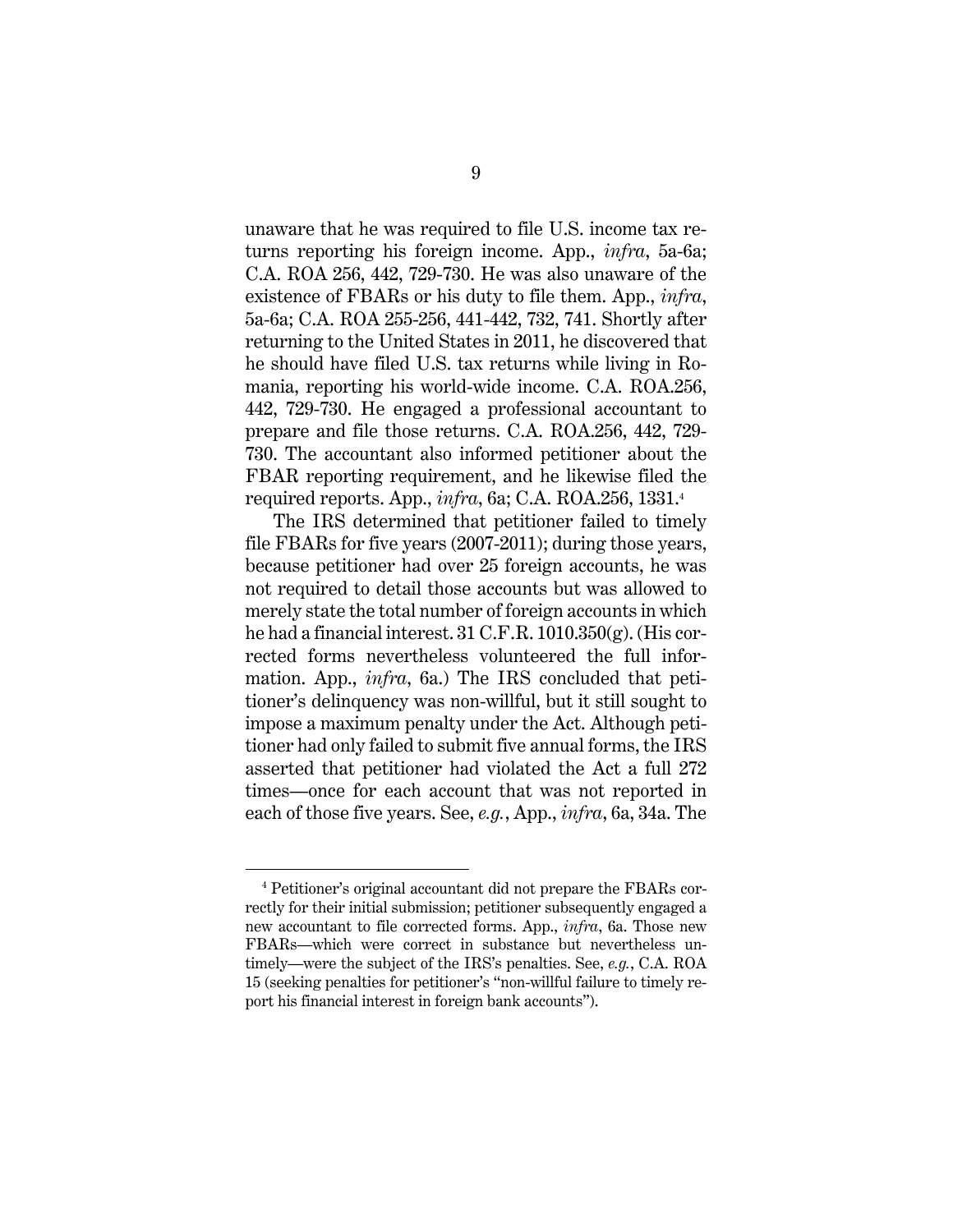unaware that he was required to file U.S. income tax returns reporting his foreign income. App., *infra*, 5a-6a; C.A. ROA 256, 442, 729-730. He was also unaware of the existence of FBARs or his duty to file them. App., *infra*, 5a-6a; C.A. ROA 255-256, 441-442, 732, 741. Shortly after returning to the United States in 2011, he discovered that he should have filed U.S. tax returns while living in Romania, reporting his world-wide income. C.A. ROA.256, 442, 729-730. He engaged a professional accountant to prepare and file those returns. C.A. ROA.256, 442, 729-730. The accountant also informed petitioner about the FBAR reporting requirement, and he likewise filed the required reports. App., *infra*, 6a; C.A. ROA.256, 1331.[4]

The IRS determined that petitioner failed to timely file FBARs for five years (2007-2011); during those years, because petitioner had over 25 foreign accounts, he was not required to detail those accounts but was allowed to merely state the total number of foreign accounts in which he had a financial interest. 31 C.F.R. 1010.350(g). (His corrected forms nevertheless volunteered the full information. App., *infra*, 6a.) The IRS concluded that petitioner's delinquency was non-willful, but it still sought to impose a maximum penalty under the Act. Although petitioner had only failed to submit five annual forms, the IRS asserted that petitioner had violated the Act a full 272 times—once for each account that was not reported in each of those five years. See, *e.g.*, App., *infra*, 6a, 34a. The

[4] Petitioner's original accountant did not prepare the FBARs correctly for their initial submission; petitioner subsequently engaged a new accountant to file corrected forms. App., *infra*, 6a. Those new FBARs—which were correct in substance but nevertheless untimely—were the subject of the IRS's penalties. See, *e.g.*, C.A. ROA 15 (seeking penalties for petitioner's "non-willful failure to timely report his financial interest in foreign bank accounts").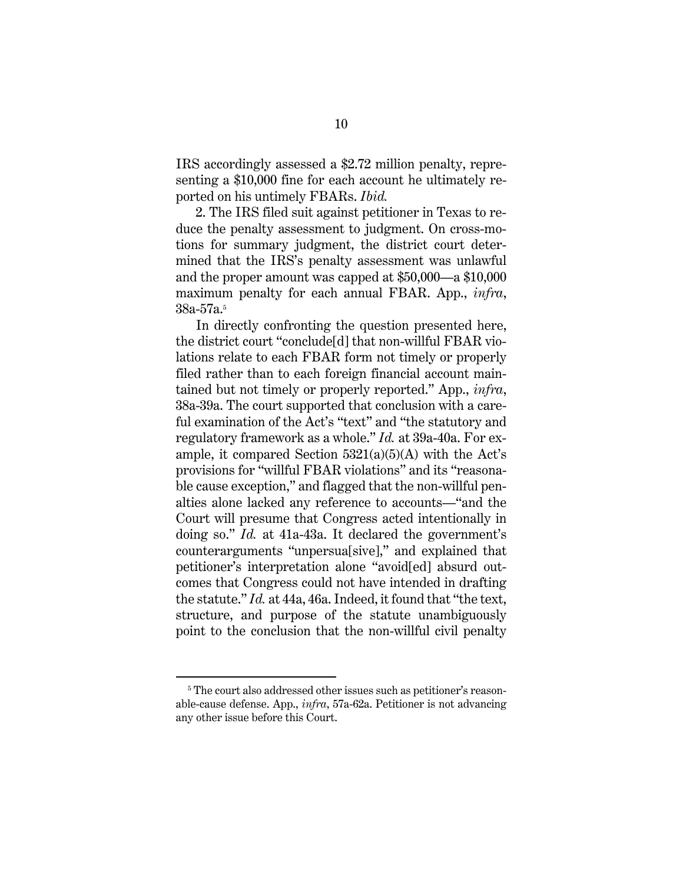IRS accordingly assessed a $2.72 million penalty, representing a $10,000 fine for each account he ultimately reported on his untimely FBARs. *Ibid.*

2. The IRS filed suit against petitioner in Texas to reduce the penalty assessment to judgment. On cross-motions for summary judgment, the district court determined that the IRS's penalty assessment was unlawful and the proper amount was capped at $50,000—a $10,000 maximum penalty for each annual FBAR. App., *infra*, 38a-57a.[5]

In directly confronting the question presented here, the district court "conclude[d] that non-willful FBAR violations relate to each FBAR form not timely or properly filed rather than to each foreign financial account maintained but not timely or properly reported." App., *infra*, 38a-39a. The court supported that conclusion with a careful examination of the Act's "text" and "the statutory and regulatory framework as a whole." *Id.* at 39a-40a. For example, it compared Section 5321(a)(5)(A) with the Act's provisions for "willful FBAR violations" and its "reasonable cause exception," and flagged that the non-willful penalties alone lacked any reference to accounts—"and the Court will presume that Congress acted intentionally in doing so." *Id.* at 41a-43a. It declared the government's counterarguments "unpersua[sive]," and explained that petitioner's interpretation alone "avoid[ed] absurd outcomes that Congress could not have intended in drafting the statute." *Id.* at 44a, 46a. Indeed, it found that "the text, structure, and purpose of the statute unambiguously point to the conclusion that the non-willful civil penalty

[5] The court also addressed other issues such as petitioner's reasonable-cause defense. App., *infra*, 57a-62a. Petitioner is not advancing any other issue before this Court.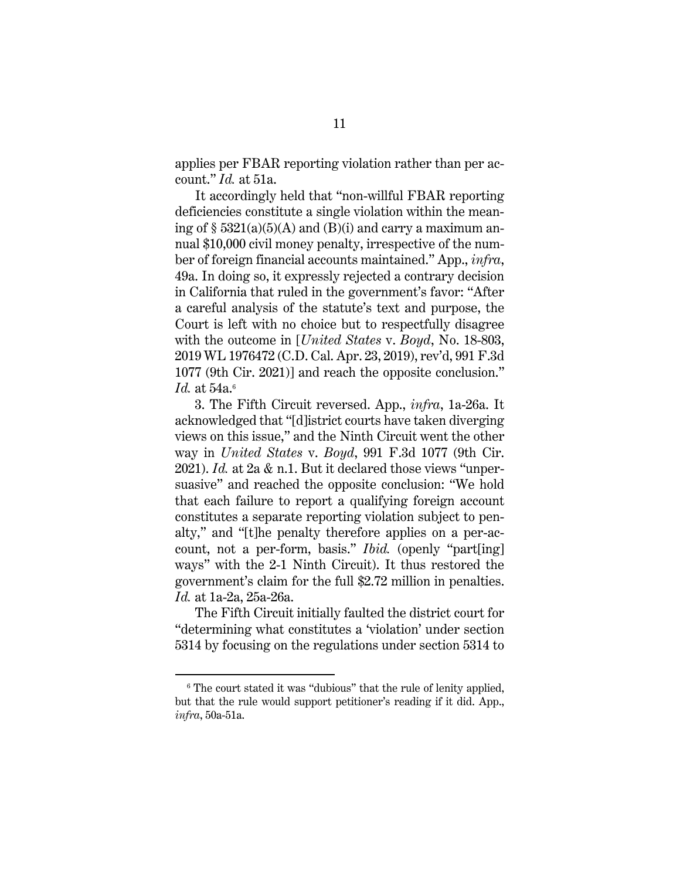applies per FBAR reporting violation rather than per account." *Id.* at 51a.

It accordingly held that "non-willful FBAR reporting deficiencies constitute a single violation within the meaning of § 5321(a)(5)(A) and (B)(i) and carry a maximum annual $10,000 civil money penalty, irrespective of the number of foreign financial accounts maintained." App., *infra*, 49a. In doing so, it expressly rejected a contrary decision in California that ruled in the government's favor: "After a careful analysis of the statute's text and purpose, the Court is left with no choice but to respectfully disagree with the outcome in [*United States* v. *Boyd*, No. 18-803, 2019 WL 1976472 (C.D. Cal. Apr. 23, 2019), rev'd, 991 F.3d 1077 (9th Cir. 2021)] and reach the opposite conclusion." *Id.* at 54a.[6]

3. The Fifth Circuit reversed. App., *infra*, 1a-26a. It acknowledged that "[d]istrict courts have taken diverging views on this issue," and the Ninth Circuit went the other way in *United States* v. *Boyd*, 991 F.3d 1077 (9th Cir. 2021). *Id.* at 2a & n.1. But it declared those views "unpersuasive" and reached the opposite conclusion: "We hold that each failure to report a qualifying foreign account constitutes a separate reporting violation subject to penalty," and "[t]he penalty therefore applies on a per-account, not a per-form, basis." *Ibid.* (openly "part[ing] ways" with the 2-1 Ninth Circuit). It thus restored the government's claim for the full $2.72 million in penalties. *Id.* at 1a-2a, 25a-26a.

The Fifth Circuit initially faulted the district court for "determining what constitutes a 'violation' under section 5314 by focusing on the regulations under section 5314 to

[6] The court stated it was "dubious" that the rule of lenity applied, but that the rule would support petitioner's reading if it did. App., *infra*, 50a-51a.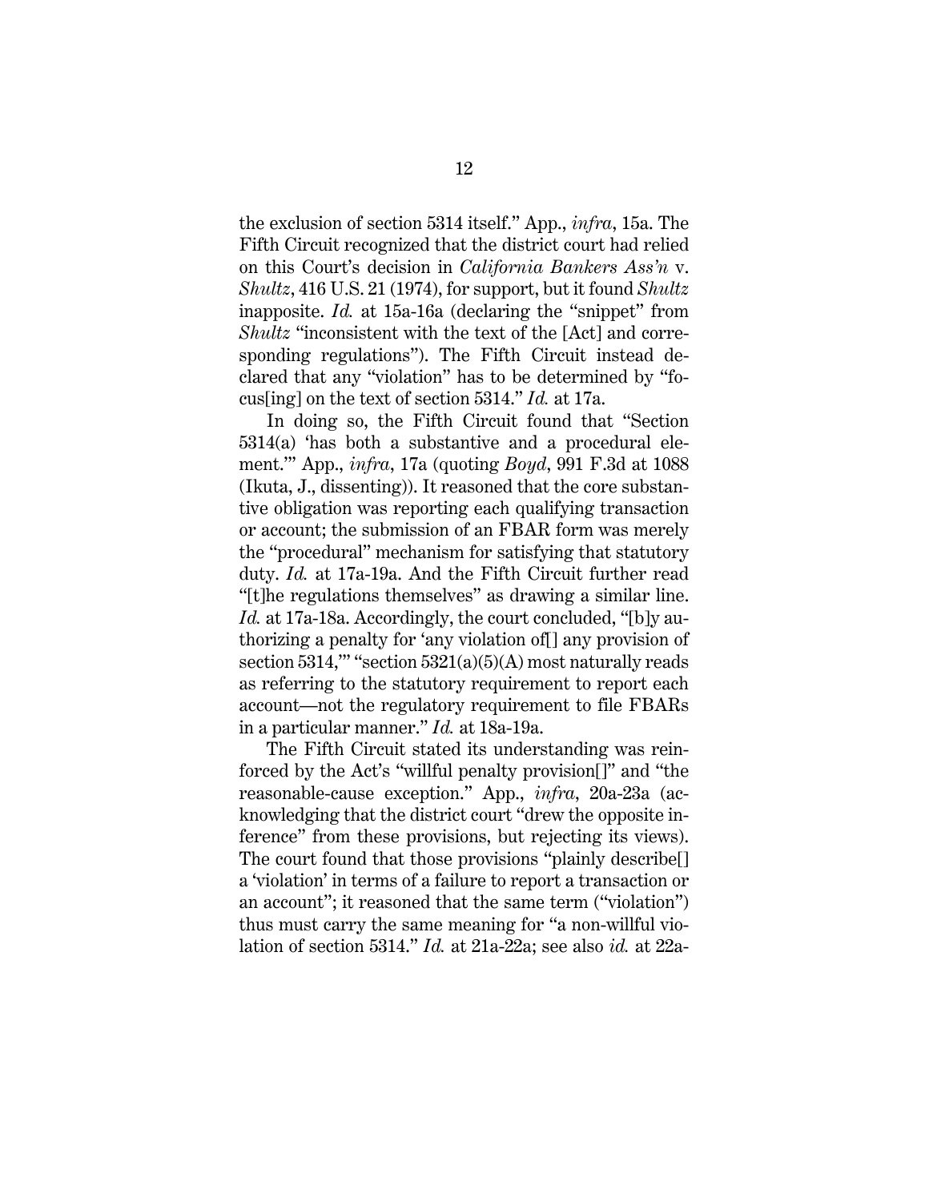the exclusion of section 5314 itself." App., *infra*, 15a. The Fifth Circuit recognized that the district court had relied on this Court's decision in *California Bankers Ass'n* v. *Shultz*, 416 U.S. 21 (1974), for support, but it found *Shultz* inapposite. *Id.* at 15a-16a (declaring the "snippet" from *Shultz* "inconsistent with the text of the [Act] and corresponding regulations"). The Fifth Circuit instead declared that any "violation" has to be determined by "focus[ing] on the text of section 5314." *Id.* at 17a.

In doing so, the Fifth Circuit found that "Section 5314(a) 'has both a substantive and a procedural element.'" App., *infra*, 17a (quoting *Boyd*, 991 F.3d at 1088 (Ikuta, J., dissenting)). It reasoned that the core substantive obligation was reporting each qualifying transaction or account; the submission of an FBAR form was merely the "procedural" mechanism for satisfying that statutory duty. *Id.* at 17a-19a. And the Fifth Circuit further read "[t]he regulations themselves" as drawing a similar line. *Id.* at 17a-18a. Accordingly, the court concluded, "[b]y authorizing a penalty for 'any violation of[] any provision of section 5314,'" "section 5321(a)(5)(A) most naturally reads as referring to the statutory requirement to report each account—not the regulatory requirement to file FBARs in a particular manner." *Id.* at 18a-19a.

The Fifth Circuit stated its understanding was reinforced by the Act's "willful penalty provision[]" and "the reasonable-cause exception." App., *infra*, 20a-23a (acknowledging that the district court "drew the opposite inference" from these provisions, but rejecting its views). The court found that those provisions "plainly describe[] a 'violation' in terms of a failure to report a transaction or an account"; it reasoned that the same term ("violation") thus must carry the same meaning for "a non-willful violation of section 5314." *Id.* at 21a-22a; see also *id.* at 22a-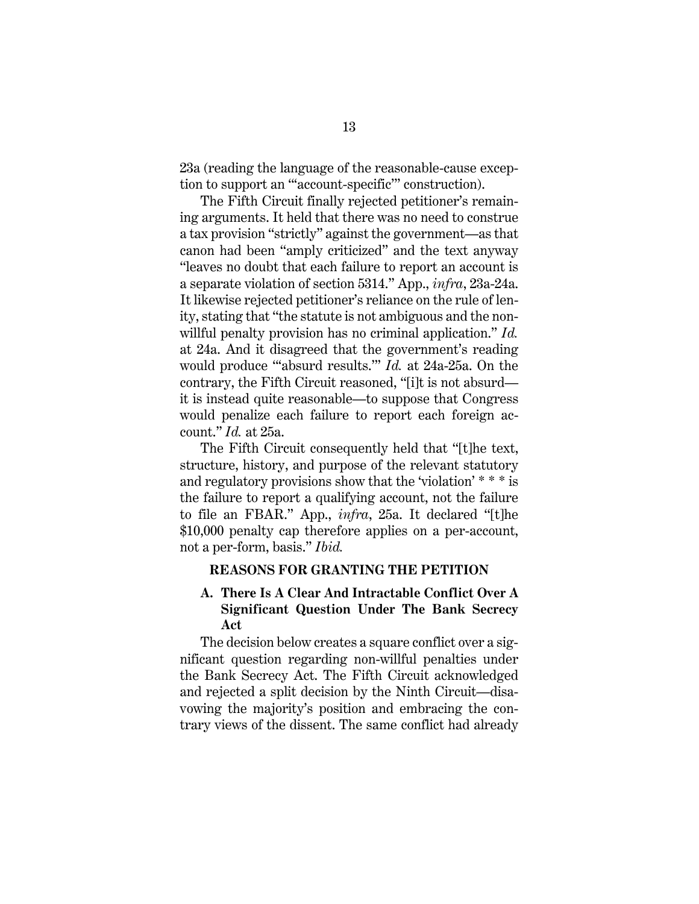23a (reading the language of the reasonable-cause exception to support an "'account-specific'" construction).

The Fifth Circuit finally rejected petitioner's remaining arguments. It held that there was no need to construe a tax provision "strictly" against the government—as that canon had been "amply criticized" and the text anyway "leaves no doubt that each failure to report an account is a separate violation of section 5314." App., *infra*, 23a-24a. It likewise rejected petitioner's reliance on the rule of lenity, stating that "the statute is not ambiguous and the non-willful penalty provision has no criminal application." *Id.* at 24a. And it disagreed that the government's reading would produce "'absurd results.'" *Id.* at 24a-25a. On the contrary, the Fifth Circuit reasoned, "[i]t is not absurd—it is instead quite reasonable—to suppose that Congress would penalize each failure to report each foreign account." *Id.* at 25a.

The Fifth Circuit consequently held that "[t]he text, structure, history, and purpose of the relevant statutory and regulatory provisions show that the 'violation' * * * is the failure to report a qualifying account, not the failure to file an FBAR." App., *infra*, 25a. It declared "[t]he $10,000 penalty cap therefore applies on a per-account, not a per-form, basis." *Ibid.*

## REASONS FOR GRANTING THE PETITION

### A. There Is A Clear And Intractable Conflict Over A Significant Question Under The Bank Secrecy Act

The decision below creates a square conflict over a significant question regarding non-willful penalties under the Bank Secrecy Act. The Fifth Circuit acknowledged and rejected a split decision by the Ninth Circuit—disavowing the majority's position and embracing the contrary views of the dissent. The same conflict had already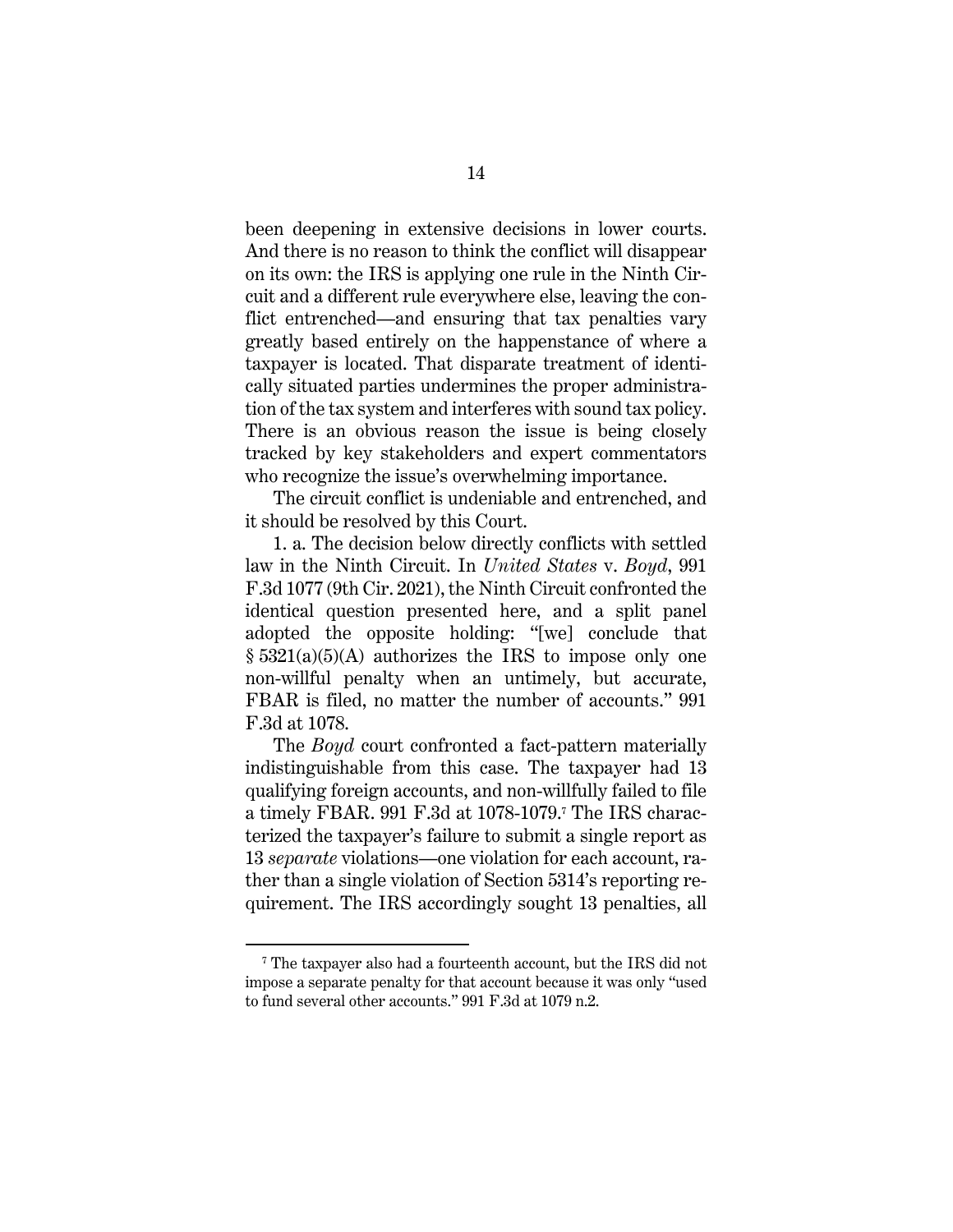been deepening in extensive decisions in lower courts. And there is no reason to think the conflict will disappear on its own: the IRS is applying one rule in the Ninth Circuit and a different rule everywhere else, leaving the conflict entrenched—and ensuring that tax penalties vary greatly based entirely on the happenstance of where a taxpayer is located. That disparate treatment of identically situated parties undermines the proper administration of the tax system and interferes with sound tax policy. There is an obvious reason the issue is being closely tracked by key stakeholders and expert commentators who recognize the issue's overwhelming importance.

The circuit conflict is undeniable and entrenched, and it should be resolved by this Court.

1. a. The decision below directly conflicts with settled law in the Ninth Circuit. In *United States* v. *Boyd*, 991 F.3d 1077 (9th Cir. 2021), the Ninth Circuit confronted the identical question presented here, and a split panel adopted the opposite holding: "[we] conclude that § 5321(a)(5)(A) authorizes the IRS to impose only one non-willful penalty when an untimely, but accurate, FBAR is filed, no matter the number of accounts." 991 F.3d at 1078.

The *Boyd* court confronted a fact-pattern materially indistinguishable from this case. The taxpayer had 13 qualifying foreign accounts, and non-willfully failed to file a timely FBAR. 991 F.3d at 1078-1079.[7] The IRS characterized the taxpayer's failure to submit a single report as 13 *separate* violations—one violation for each account, rather than a single violation of Section 5314's reporting requirement. The IRS accordingly sought 13 penalties, all

[7] The taxpayer also had a fourteenth account, but the IRS did not impose a separate penalty for that account because it was only "used to fund several other accounts." 991 F.3d at 1079 n.2.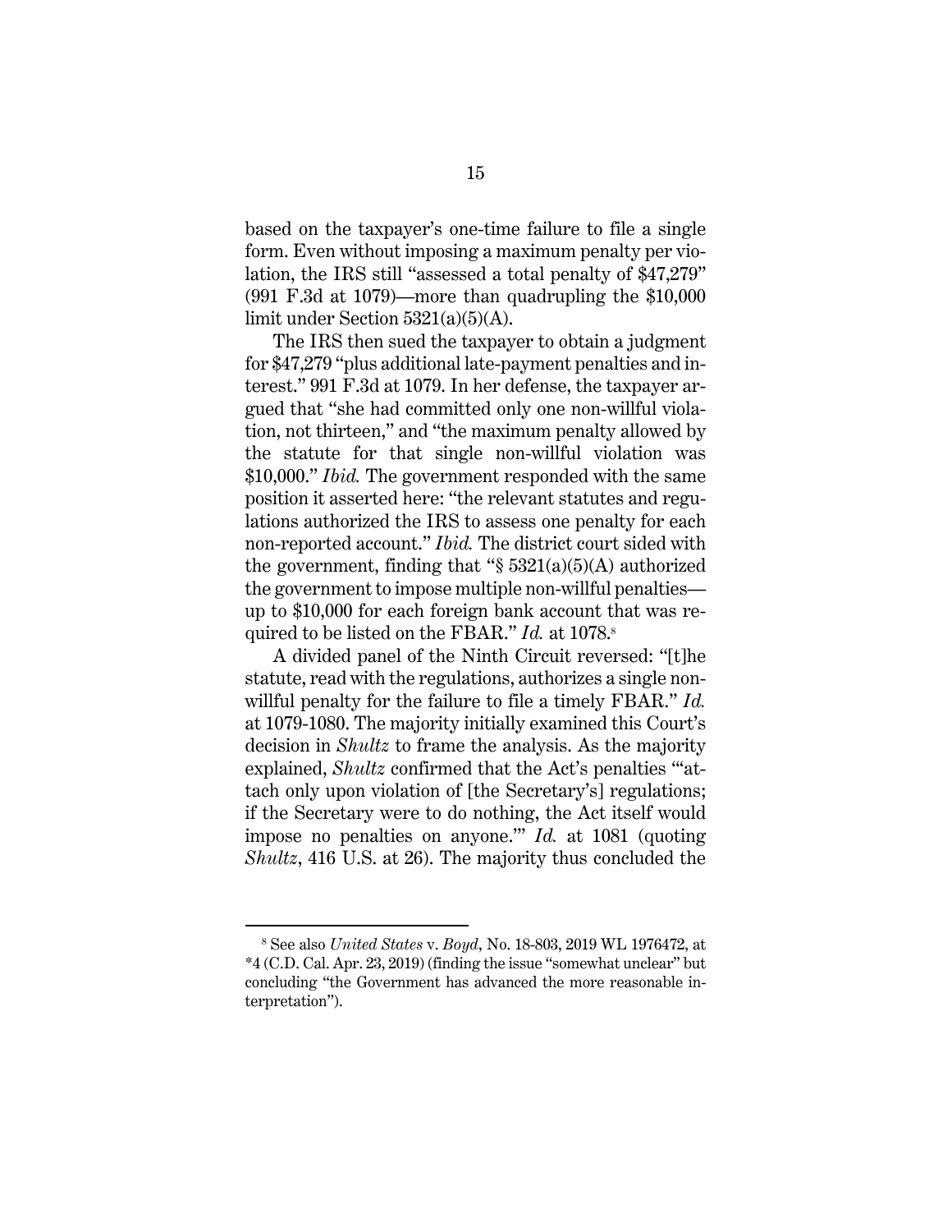based on the taxpayer's one-time failure to file a single form. Even without imposing a maximum penalty per violation, the IRS still "assessed a total penalty of $47,279" (991 F.3d at 1079)—more than quadrupling the $10,000 limit under Section 5321(a)(5)(A).

The IRS then sued the taxpayer to obtain a judgment for $47,279 "plus additional late-payment penalties and interest." 991 F.3d at 1079. In her defense, the taxpayer argued that "she had committed only one non-willful violation, not thirteen," and "the maximum penalty allowed by the statute for that single non-willful violation was $10,000." *Ibid.* The government responded with the same position it asserted here: "the relevant statutes and regulations authorized the IRS to assess one penalty for each non-reported account." *Ibid.* The district court sided with the government, finding that "§ 5321(a)(5)(A) authorized the government to impose multiple non-willful penalties—up to $10,000 for each foreign bank account that was required to be listed on the FBAR." *Id.* at 1078.[8]

A divided panel of the Ninth Circuit reversed: "[t]he statute, read with the regulations, authorizes a single non-willful penalty for the failure to file a timely FBAR." *Id.* at 1079-1080. The majority initially examined this Court's decision in *Shultz* to frame the analysis. As the majority explained, *Shultz* confirmed that the Act's penalties "'attach only upon violation of [the Secretary's] regulations; if the Secretary were to do nothing, the Act itself would impose no penalties on anyone.'" *Id.* at 1081 (quoting *Shultz*, 416 U.S. at 26). The majority thus concluded the

[8] See also *United States* v. *Boyd*, No. 18-803, 2019 WL 1976472, at *4 (C.D. Cal. Apr. 23, 2019) (finding the issue "somewhat unclear" but concluding "the Government has advanced the more reasonable interpretation").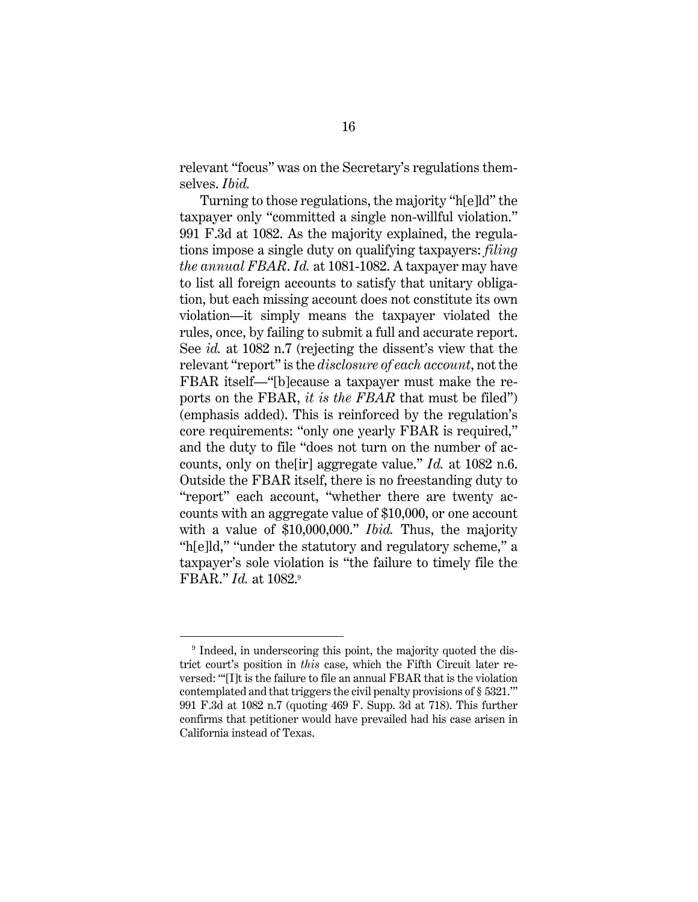relevant "focus" was on the Secretary's regulations themselves. *Ibid.*

Turning to those regulations, the majority "h[e]ld" the taxpayer only "committed a single non-willful violation." 991 F.3d at 1082. As the majority explained, the regulations impose a single duty on qualifying taxpayers: *filing the annual FBAR*. *Id.* at 1081-1082. A taxpayer may have to list all foreign accounts to satisfy that unitary obligation, but each missing account does not constitute its own violation—it simply means the taxpayer violated the rules, once, by failing to submit a full and accurate report. See *id.* at 1082 n.7 (rejecting the dissent's view that the relevant "report" is the *disclosure of each account*, not the FBAR itself—"[b]ecause a taxpayer must make the reports on the FBAR, *it is the FBAR* that must be filed") (emphasis added). This is reinforced by the regulation's core requirements: "only one yearly FBAR is required," and the duty to file "does not turn on the number of accounts, only on the[ir] aggregate value." *Id.* at 1082 n.6. Outside the FBAR itself, there is no freestanding duty to "report" each account, "whether there are twenty accounts with an aggregate value of $10,000, or one account with a value of $10,000,000." *Ibid.* Thus, the majority "h[e]ld," "under the statutory and regulatory scheme," a taxpayer's sole violation is "the failure to timely file the FBAR." *Id.* at 1082.[9]

---

[9] Indeed, in underscoring this point, the majority quoted the district court's position in *this* case, which the Fifth Circuit later reversed: "'[I]t is the failure to file an annual FBAR that is the violation contemplated and that triggers the civil penalty provisions of § 5321.'" 991 F.3d at 1082 n.7 (quoting 469 F. Supp. 3d at 718). This further confirms that petitioner would have prevailed had his case arisen in California instead of Texas.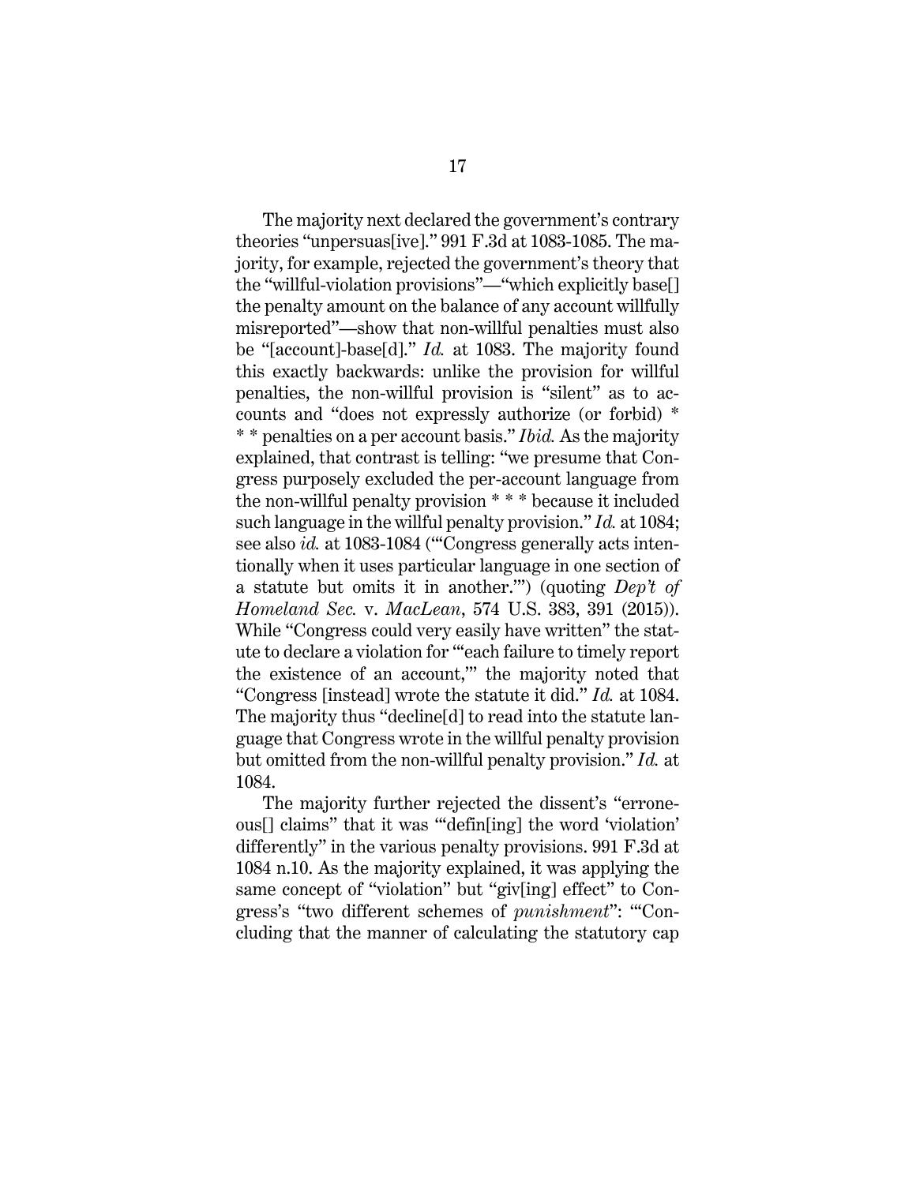The majority next declared the government's contrary theories "unpersuas[ive]." 991 F.3d at 1083-1085. The majority, for example, rejected the government's theory that the "willful-violation provisions"—"which explicitly base[] the penalty amount on the balance of any account willfully misreported"—show that non-willful penalties must also be "[account]-base[d]." *Id.* at 1083. The majority found this exactly backwards: unlike the provision for willful penalties, the non-willful provision is "silent" as to accounts and "does not expressly authorize (or forbid) * * * penalties on a per account basis." *Ibid.* As the majority explained, that contrast is telling: "we presume that Congress purposely excluded the per-account language from the non-willful penalty provision * * * because it included such language in the willful penalty provision." *Id.* at 1084; see also *id.* at 1083-1084 ("'Congress generally acts intentionally when it uses particular language in one section of a statute but omits it in another.'") (quoting *Dep't of Homeland Sec.* v. *MacLean*, 574 U.S. 383, 391 (2015)). While "Congress could very easily have written" the statute to declare a violation for "'each failure to timely report the existence of an account,'" the majority noted that "Congress [instead] wrote the statute it did." *Id.* at 1084. The majority thus "decline[d] to read into the statute language that Congress wrote in the willful penalty provision but omitted from the non-willful penalty provision." *Id.* at 1084.

The majority further rejected the dissent's "erroneous[] claims" that it was "'defin[ing] the word 'violation' differently" in the various penalty provisions. 991 F.3d at 1084 n.10. As the majority explained, it was applying the same concept of "violation" but "giv[ing] effect" to Congress's "two different schemes of *punishment*": "'Concluding that the manner of calculating the statutory cap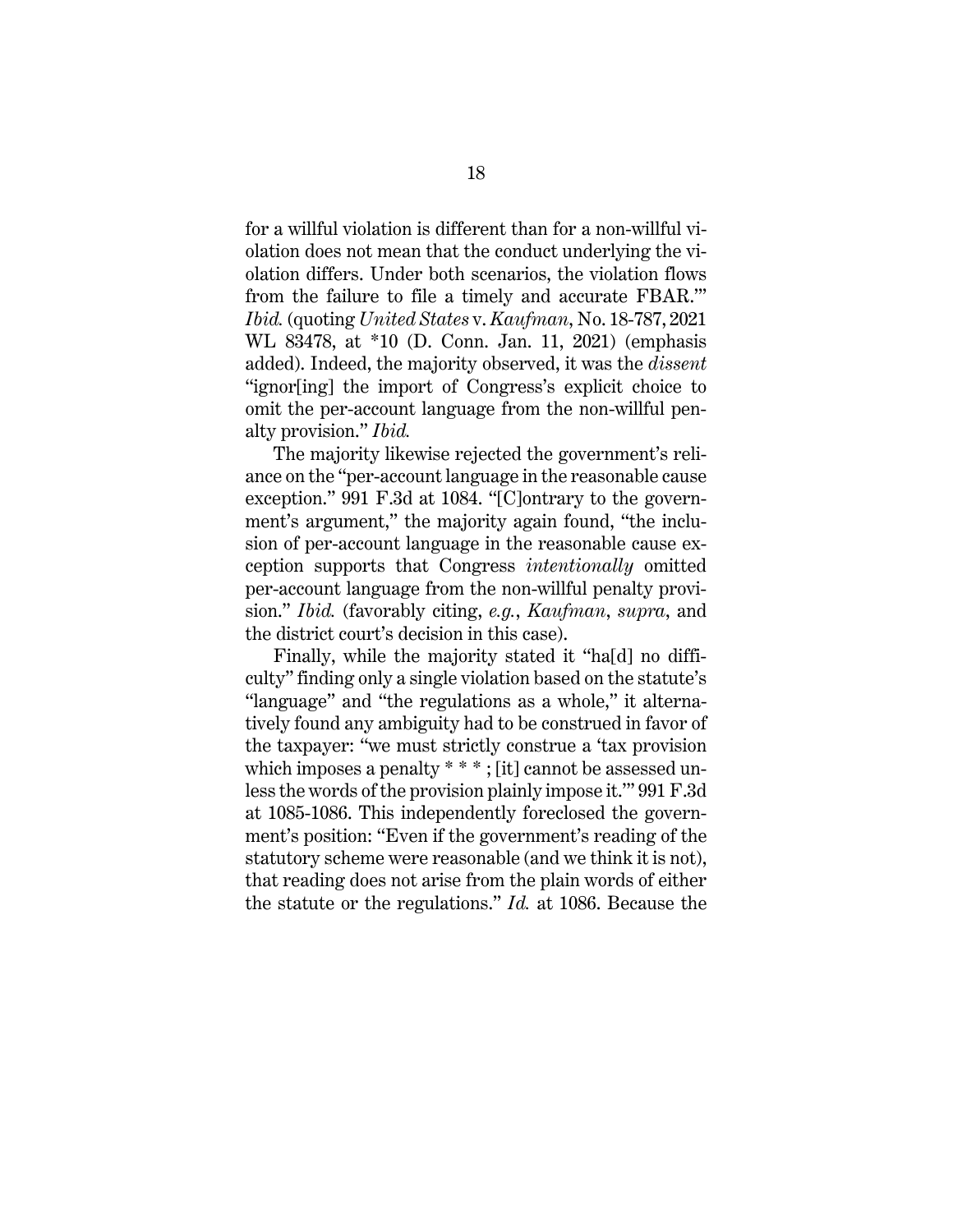for a willful violation is different than for a non-willful violation does not mean that the conduct underlying the violation differs. Under both scenarios, the violation flows from the failure to file a timely and accurate FBAR.'" *Ibid.* (quoting *United States* v. *Kaufman*, No. 18-787, 2021 WL 83478, at \*10 (D. Conn. Jan. 11, 2021) (emphasis added). Indeed, the majority observed, it was the *dissent* "ignor[ing] the import of Congress's explicit choice to omit the per-account language from the non-willful penalty provision." *Ibid.*

The majority likewise rejected the government's reliance on the "per-account language in the reasonable cause exception." 991 F.3d at 1084. "[C]ontrary to the government's argument," the majority again found, "the inclusion of per-account language in the reasonable cause exception supports that Congress *intentionally* omitted per-account language from the non-willful penalty provision." *Ibid.* (favorably citing, *e.g.*, *Kaufman*, *supra*, and the district court's decision in this case).

Finally, while the majority stated it "ha[d] no difficulty" finding only a single violation based on the statute's "language" and "the regulations as a whole," it alternatively found any ambiguity had to be construed in favor of the taxpayer: "we must strictly construe a 'tax provision which imposes a penalty * * * ; [it] cannot be assessed unless the words of the provision plainly impose it.'" 991 F.3d at 1085-1086. This independently foreclosed the government's position: "Even if the government's reading of the statutory scheme were reasonable (and we think it is not), that reading does not arise from the plain words of either the statute or the regulations." *Id.* at 1086. Because the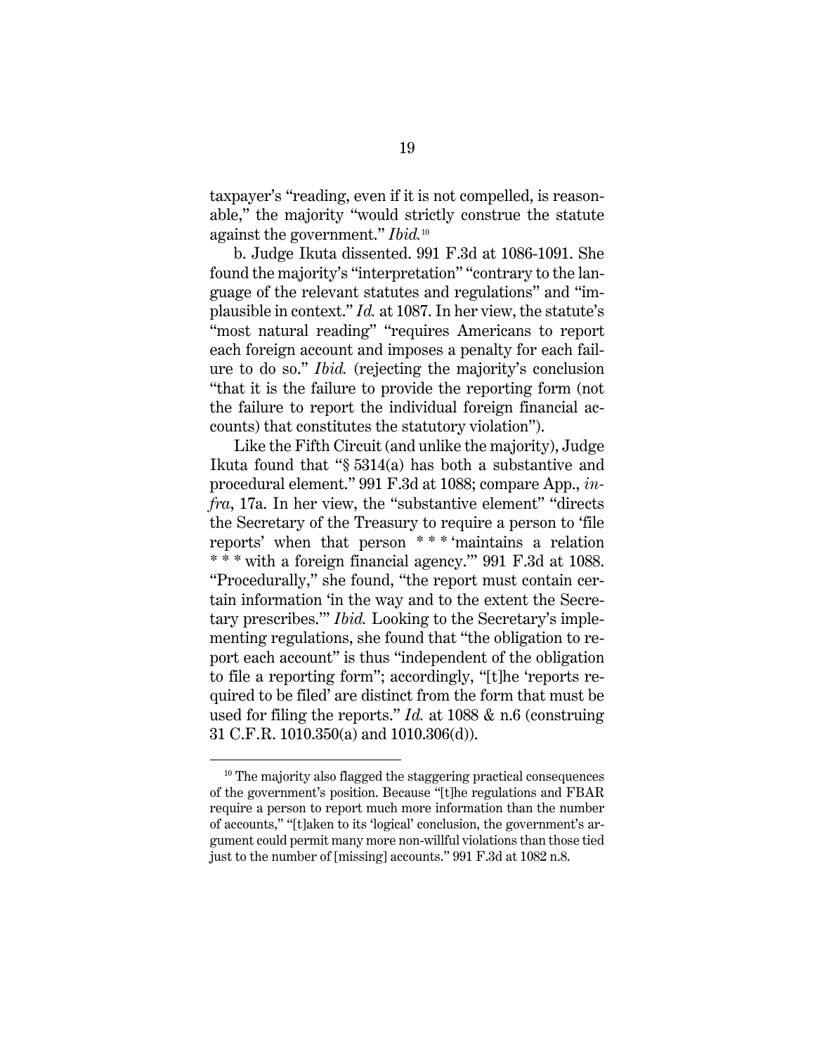taxpayer's "reading, even if it is not compelled, is reasonable," the majority "would strictly construe the statute against the government." *Ibid.*[10]

b. Judge Ikuta dissented. 991 F.3d at 1086-1091. She found the majority's "interpretation" "contrary to the language of the relevant statutes and regulations" and "implausible in context." *Id.* at 1087. In her view, the statute's "most natural reading" "requires Americans to report each foreign account and imposes a penalty for each failure to do so." *Ibid.* (rejecting the majority's conclusion "that it is the failure to provide the reporting form (not the failure to report the individual foreign financial accounts) that constitutes the statutory violation").

Like the Fifth Circuit (and unlike the majority), Judge Ikuta found that "§ 5314(a) has both a substantive and procedural element." 991 F.3d at 1088; compare App., *infra*, 17a. In her view, the "substantive element" "directs the Secretary of the Treasury to require a person to 'file reports' when that person * * * 'maintains a relation * * * with a foreign financial agency.'" 991 F.3d at 1088. "Procedurally," she found, "the report must contain certain information 'in the way and to the extent the Secretary prescribes.'" *Ibid.* Looking to the Secretary's implementing regulations, she found that "the obligation to report each account" is thus "independent of the obligation to file a reporting form"; accordingly, "[t]he 'reports required to be filed' are distinct from the form that must be used for filing the reports." *Id.* at 1088 & n.6 (construing 31 C.F.R. 1010.350(a) and 1010.306(d)).

---

[10] The majority also flagged the staggering practical consequences of the government's position. Because "[t]he regulations and FBAR require a person to report much more information than the number of accounts," "[t]aken to its 'logical' conclusion, the government's argument could permit many more non-willful violations than those tied just to the number of [missing] accounts." 991 F.3d at 1082 n.8.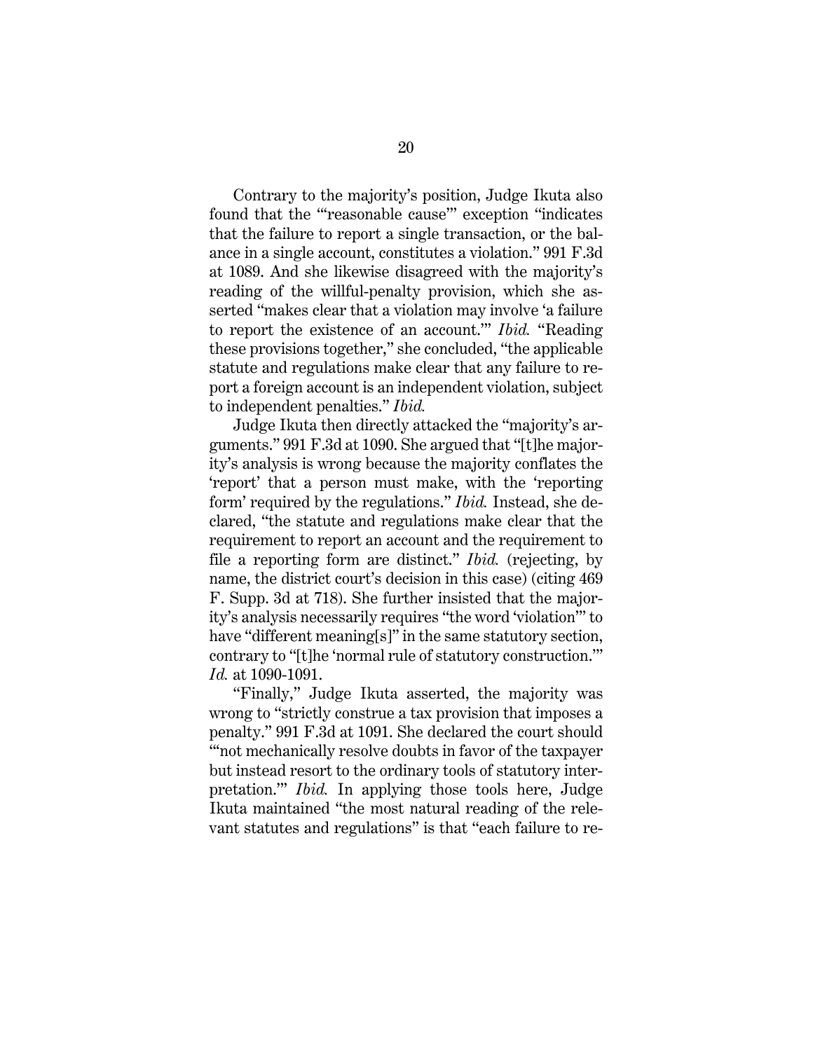Contrary to the majority's position, Judge Ikuta also found that the "'reasonable cause'" exception "indicates that the failure to report a single transaction, or the balance in a single account, constitutes a violation." 991 F.3d at 1089. And she likewise disagreed with the majority's reading of the willful-penalty provision, which she asserted "makes clear that a violation may involve 'a failure to report the existence of an account.'" *Ibid.* "Reading these provisions together," she concluded, "the applicable statute and regulations make clear that any failure to report a foreign account is an independent violation, subject to independent penalties." *Ibid.*

Judge Ikuta then directly attacked the "majority's arguments." 991 F.3d at 1090. She argued that "[t]he majority's analysis is wrong because the majority conflates the 'report' that a person must make, with the 'reporting form' required by the regulations." *Ibid.* Instead, she declared, "the statute and regulations make clear that the requirement to report an account and the requirement to file a reporting form are distinct." *Ibid.* (rejecting, by name, the district court's decision in this case) (citing 469 F. Supp. 3d at 718). She further insisted that the majority's analysis necessarily requires "the word 'violation'" to have "different meaning[s]" in the same statutory section, contrary to "[t]he 'normal rule of statutory construction.'" *Id.* at 1090-1091.

"Finally," Judge Ikuta asserted, the majority was wrong to "strictly construe a tax provision that imposes a penalty." 991 F.3d at 1091. She declared the court should "'not mechanically resolve doubts in favor of the taxpayer but instead resort to the ordinary tools of statutory interpretation.'" *Ibid.* In applying those tools here, Judge Ikuta maintained "the most natural reading of the relevant statutes and regulations" is that "each failure to re-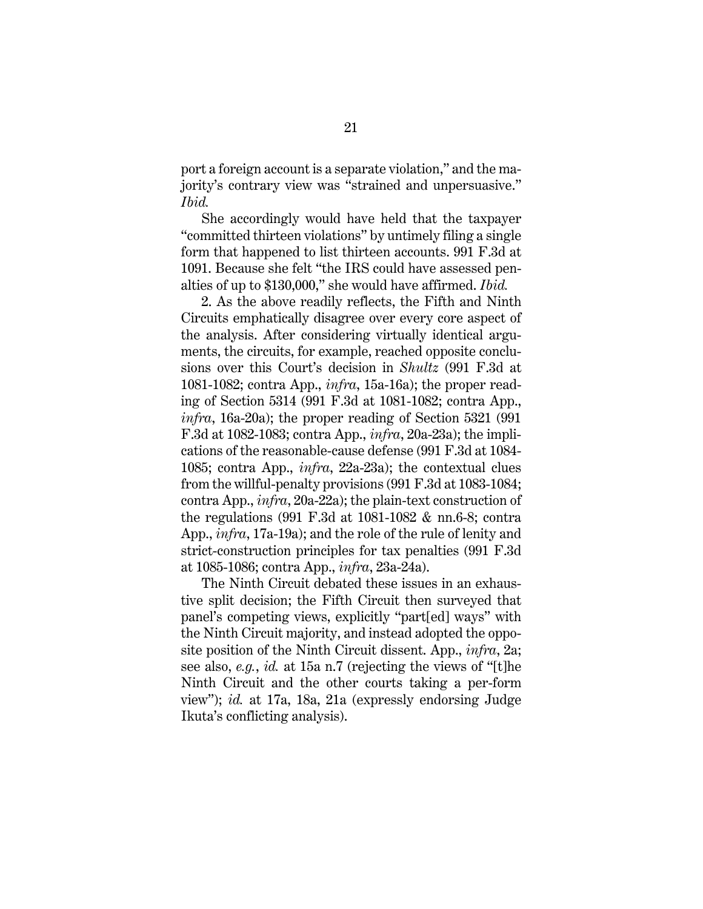port a foreign account is a separate violation," and the majority's contrary view was "strained and unpersuasive." *Ibid.*

She accordingly would have held that the taxpayer "committed thirteen violations" by untimely filing a single form that happened to list thirteen accounts. 991 F.3d at 1091. Because she felt "the IRS could have assessed penalties of up to $130,000," she would have affirmed. *Ibid.*

2. As the above readily reflects, the Fifth and Ninth Circuits emphatically disagree over every core aspect of the analysis. After considering virtually identical arguments, the circuits, for example, reached opposite conclusions over this Court's decision in *Shultz* (991 F.3d at 1081-1082; contra App., *infra*, 15a-16a); the proper reading of Section 5314 (991 F.3d at 1081-1082; contra App., *infra*, 16a-20a); the proper reading of Section 5321 (991 F.3d at 1082-1083; contra App., *infra*, 20a-23a); the implications of the reasonable-cause defense (991 F.3d at 1084-1085; contra App., *infra*, 22a-23a); the contextual clues from the willful-penalty provisions (991 F.3d at 1083-1084; contra App., *infra*, 20a-22a); the plain-text construction of the regulations (991 F.3d at 1081-1082 & nn.6-8; contra App., *infra*, 17a-19a); and the role of the rule of lenity and strict-construction principles for tax penalties (991 F.3d at 1085-1086; contra App., *infra*, 23a-24a).

The Ninth Circuit debated these issues in an exhaustive split decision; the Fifth Circuit then surveyed that panel's competing views, explicitly "part[ed] ways" with the Ninth Circuit majority, and instead adopted the opposite position of the Ninth Circuit dissent. App., *infra*, 2a; see also, *e.g.*, *id.* at 15a n.7 (rejecting the views of "[t]he Ninth Circuit and the other courts taking a per-form view"); *id.* at 17a, 18a, 21a (expressly endorsing Judge Ikuta's conflicting analysis).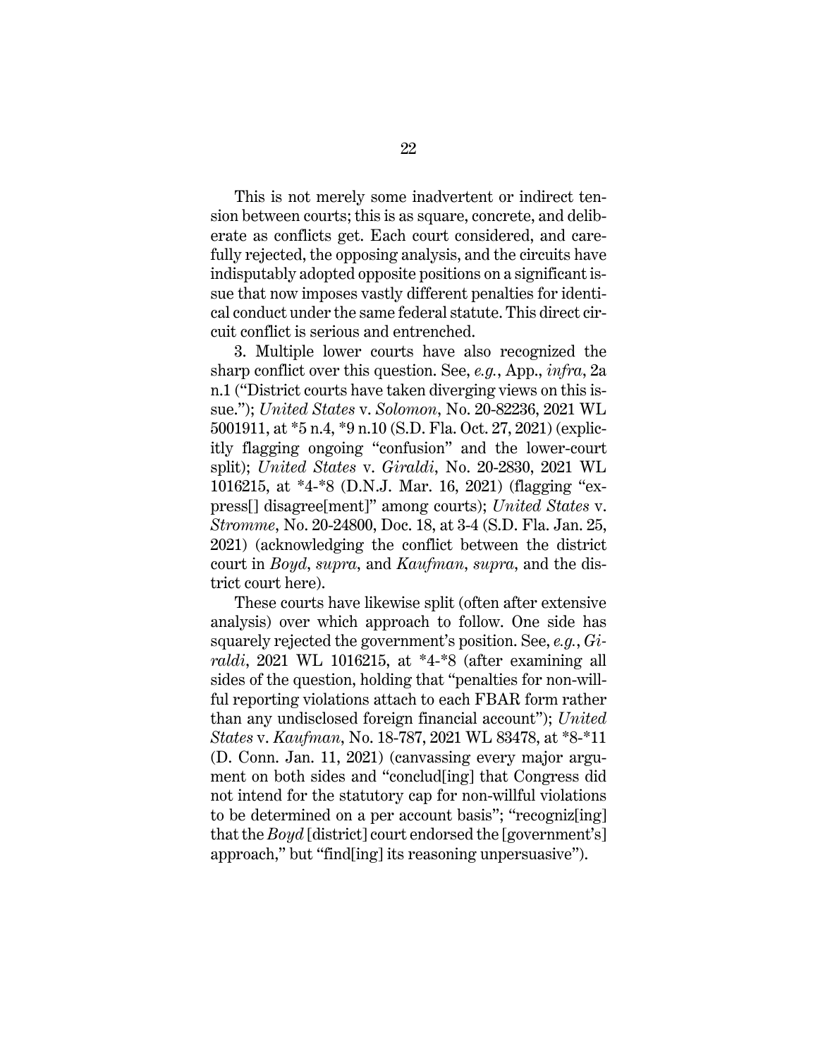This is not merely some inadvertent or indirect tension between courts; this is as square, concrete, and deliberate as conflicts get. Each court considered, and carefully rejected, the opposing analysis, and the circuits have indisputably adopted opposite positions on a significant issue that now imposes vastly different penalties for identical conduct under the same federal statute. This direct circuit conflict is serious and entrenched.

3. Multiple lower courts have also recognized the sharp conflict over this question. See, *e.g.*, App., *infra*, 2a n.1 ("District courts have taken diverging views on this issue."); *United States* v. *Solomon*, No. 20-82236, 2021 WL 5001911, at *5 n.4, *9 n.10 (S.D. Fla. Oct. 27, 2021) (explicitly flagging ongoing "confusion" and the lower-court split); *United States* v. *Giraldi*, No. 20-2830, 2021 WL 1016215, at *4-*8 (D.N.J. Mar. 16, 2021) (flagging "express[] disagree[ment]" among courts); *United States* v. *Stromme*, No. 20-24800, Doc. 18, at 3-4 (S.D. Fla. Jan. 25, 2021) (acknowledging the conflict between the district court in *Boyd*, *supra*, and *Kaufman*, *supra*, and the district court here).

These courts have likewise split (often after extensive analysis) over which approach to follow. One side has squarely rejected the government's position. See, *e.g.*, *Giraldi*, 2021 WL 1016215, at *4-*8 (after examining all sides of the question, holding that "penalties for non-willful reporting violations attach to each FBAR form rather than any undisclosed foreign financial account"); *United States* v. *Kaufman*, No. 18-787, 2021 WL 83478, at *8-*11 (D. Conn. Jan. 11, 2021) (canvassing every major argument on both sides and "conclud[ing] that Congress did not intend for the statutory cap for non-willful violations to be determined on a per account basis"; "recogniz[ing] that the *Boyd* [district] court endorsed the [government's] approach," but "find[ing] its reasoning unpersuasive").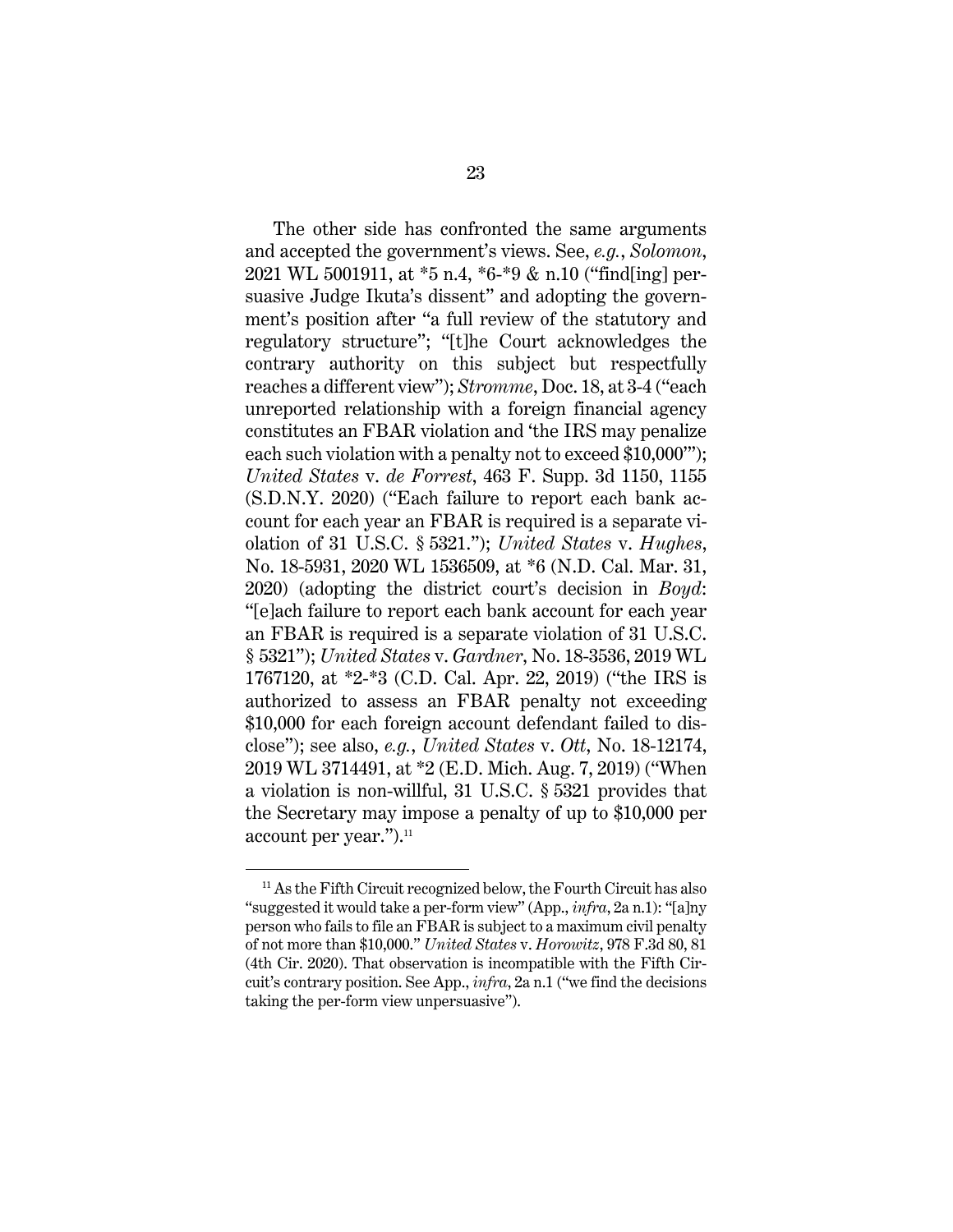The other side has confronted the same arguments and accepted the government's views. See, *e.g.*, *Solomon*, 2021 WL 5001911, at *5 n.4, *6-*9 & n.10 ("find[ing] persuasive Judge Ikuta's dissent" and adopting the government's position after "a full review of the statutory and regulatory structure"; "[t]he Court acknowledges the contrary authority on this subject but respectfully reaches a different view"); *Stromme*, Doc. 18, at 3-4 ("each unreported relationship with a foreign financial agency constitutes an FBAR violation and 'the IRS may penalize each such violation with a penalty not to exceed $10,000'"); *United States* v. *de Forrest*, 463 F. Supp. 3d 1150, 1155 (S.D.N.Y. 2020) ("Each failure to report each bank account for each year an FBAR is required is a separate violation of 31 U.S.C. § 5321."); *United States* v. *Hughes*, No. 18-5931, 2020 WL 1536509, at *6 (N.D. Cal. Mar. 31, 2020) (adopting the district court's decision in *Boyd*: "[e]ach failure to report each bank account for each year an FBAR is required is a separate violation of 31 U.S.C. § 5321"); *United States* v. *Gardner*, No. 18-3536, 2019 WL 1767120, at *2-*3 (C.D. Cal. Apr. 22, 2019) ("the IRS is authorized to assess an FBAR penalty not exceeding $10,000 for each foreign account defendant failed to disclose"); see also, *e.g.*, *United States* v. *Ott*, No. 18-12174, 2019 WL 3714491, at *2 (E.D. Mich. Aug. 7, 2019) ("When a violation is non-willful, 31 U.S.C. § 5321 provides that the Secretary may impose a penalty of up to $10,000 per account per year.").[11]

---

[11] As the Fifth Circuit recognized below, the Fourth Circuit has also "suggested it would take a per-form view" (App., *infra*, 2a n.1): "[a]ny person who fails to file an FBAR is subject to a maximum civil penalty of not more than $10,000." *United States* v. *Horowitz*, 978 F.3d 80, 81 (4th Cir. 2020). That observation is incompatible with the Fifth Circuit's contrary position. See App., *infra*, 2a n.1 ("we find the decisions taking the per-form view unpersuasive").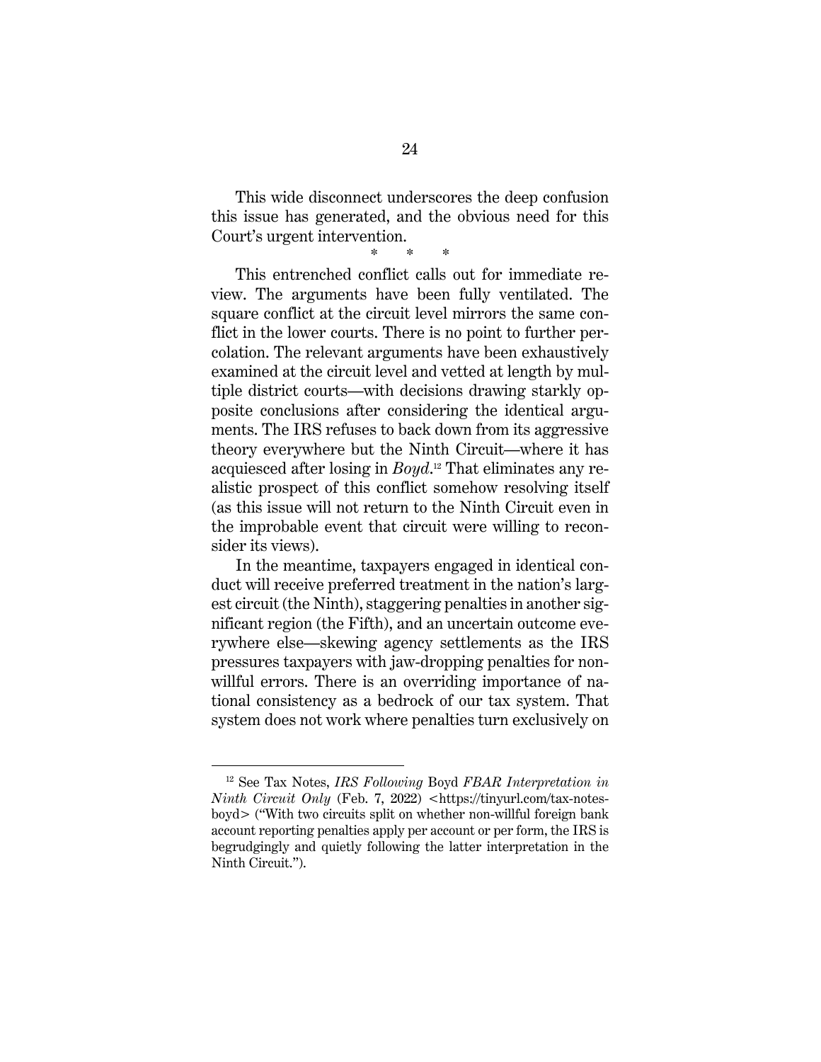This wide disconnect underscores the deep confusion this issue has generated, and the obvious need for this Court's urgent intervention.

\* \* \*

This entrenched conflict calls out for immediate review. The arguments have been fully ventilated. The square conflict at the circuit level mirrors the same conflict in the lower courts. There is no point to further percolation. The relevant arguments have been exhaustively examined at the circuit level and vetted at length by multiple district courts—with decisions drawing starkly opposite conclusions after considering the identical arguments. The IRS refuses to back down from its aggressive theory everywhere but the Ninth Circuit—where it has acquiesced after losing in *Boyd*.[12] That eliminates any realistic prospect of this conflict somehow resolving itself (as this issue will not return to the Ninth Circuit even in the improbable event that circuit were willing to reconsider its views).

In the meantime, taxpayers engaged in identical conduct will receive preferred treatment in the nation's largest circuit (the Ninth), staggering penalties in another significant region (the Fifth), and an uncertain outcome everywhere else—skewing agency settlements as the IRS pressures taxpayers with jaw-dropping penalties for non-willful errors. There is an overriding importance of national consistency as a bedrock of our tax system. That system does not work where penalties turn exclusively on

---

[12] See Tax Notes, *IRS Following* Boyd *FBAR Interpretation in Ninth Circuit Only* (Feb. 7, 2022) <https://tinyurl.com/tax-notes-boyd> ("With two circuits split on whether non-willful foreign bank account reporting penalties apply per account or per form, the IRS is begrudgingly and quietly following the latter interpretation in the Ninth Circuit.").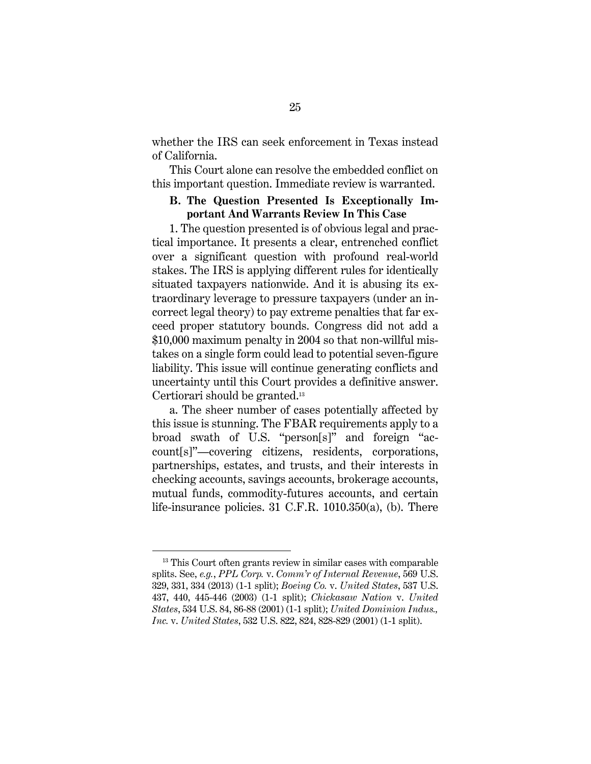whether the IRS can seek enforcement in Texas instead of California.

This Court alone can resolve the embedded conflict on this important question. Immediate review is warranted.

### B. The Question Presented Is Exceptionally Important And Warrants Review In This Case

1. The question presented is of obvious legal and practical importance. It presents a clear, entrenched conflict over a significant question with profound real-world stakes. The IRS is applying different rules for identically situated taxpayers nationwide. And it is abusing its extraordinary leverage to pressure taxpayers (under an incorrect legal theory) to pay extreme penalties that far exceed proper statutory bounds. Congress did not add a $10,000 maximum penalty in 2004 so that non-willful mistakes on a single form could lead to potential seven-figure liability. This issue will continue generating conflicts and uncertainty until this Court provides a definitive answer. Certiorari should be granted.[13]

a. The sheer number of cases potentially affected by this issue is stunning. The FBAR requirements apply to a broad swath of U.S. "person[s]" and foreign "account[s]"—covering citizens, residents, corporations, partnerships, estates, and trusts, and their interests in checking accounts, savings accounts, brokerage accounts, mutual funds, commodity-futures accounts, and certain life-insurance policies. 31 C.F.R. 1010.350(a), (b). There

---

[13] This Court often grants review in similar cases with comparable splits. See, *e.g.*, *PPL Corp.* v. *Comm'r of Internal Revenue*, 569 U.S. 329, 331, 334 (2013) (1-1 split); *Boeing Co.* v. *United States*, 537 U.S. 437, 440, 445-446 (2003) (1-1 split); *Chickasaw Nation* v. *United States*, 534 U.S. 84, 86-88 (2001) (1-1 split); *United Dominion Indus., Inc.* v. *United States*, 532 U.S. 822, 824, 828-829 (2001) (1-1 split).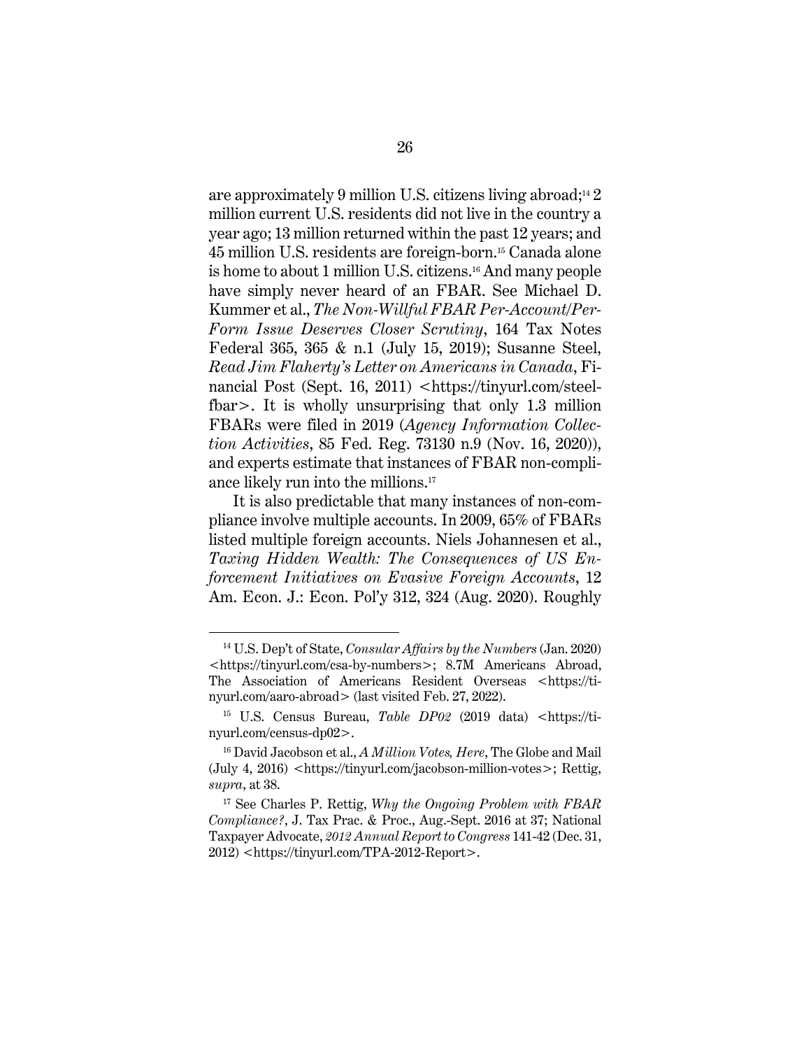are approximately 9 million U.S. citizens living abroad;[14] 2 million current U.S. residents did not live in the country a year ago; 13 million returned within the past 12 years; and 45 million U.S. residents are foreign-born.[15] Canada alone is home to about 1 million U.S. citizens.[16] And many people have simply never heard of an FBAR. See Michael D. Kummer et al., *The Non-Willful FBAR Per-Account/Per-Form Issue Deserves Closer Scrutiny*, 164 Tax Notes Federal 365, 365 & n.1 (July 15, 2019); Susanne Steel, *Read Jim Flaherty's Letter on Americans in Canada*, Financial Post (Sept. 16, 2011) <https://tinyurl.com/steel-fbar>. It is wholly unsurprising that only 1.3 million FBARs were filed in 2019 (*Agency Information Collection Activities*, 85 Fed. Reg. 73130 n.9 (Nov. 16, 2020)), and experts estimate that instances of FBAR non-compliance likely run into the millions.[17]

It is also predictable that many instances of non-compliance involve multiple accounts. In 2009, 65% of FBARs listed multiple foreign accounts. Niels Johannesen et al., *Taxing Hidden Wealth: The Consequences of US Enforcement Initiatives on Evasive Foreign Accounts*, 12 Am. Econ. J.: Econ. Pol'y 312, 324 (Aug. 2020). Roughly

---

[14] U.S. Dep't of State, *Consular Affairs by the Numbers* (Jan. 2020) <https://tinyurl.com/csa-by-numbers>; 8.7M Americans Abroad, The Association of Americans Resident Overseas <https://tinyurl.com/aaro-abroad> (last visited Feb. 27, 2022).

[15] U.S. Census Bureau, *Table DP02* (2019 data) <https://tinyurl.com/census-dp02>.

[16] David Jacobson et al., *A Million Votes, Here*, The Globe and Mail (July 4, 2016) <https://tinyurl.com/jacobson-million-votes>; Rettig, *supra*, at 38.

[17] See Charles P. Rettig, *Why the Ongoing Problem with FBAR Compliance?*, J. Tax Prac. & Proc., Aug.-Sept. 2016 at 37; National Taxpayer Advocate, *2012 Annual Report to Congress* 141-42 (Dec. 31, 2012) <https://tinyurl.com/TPA-2012-Report>.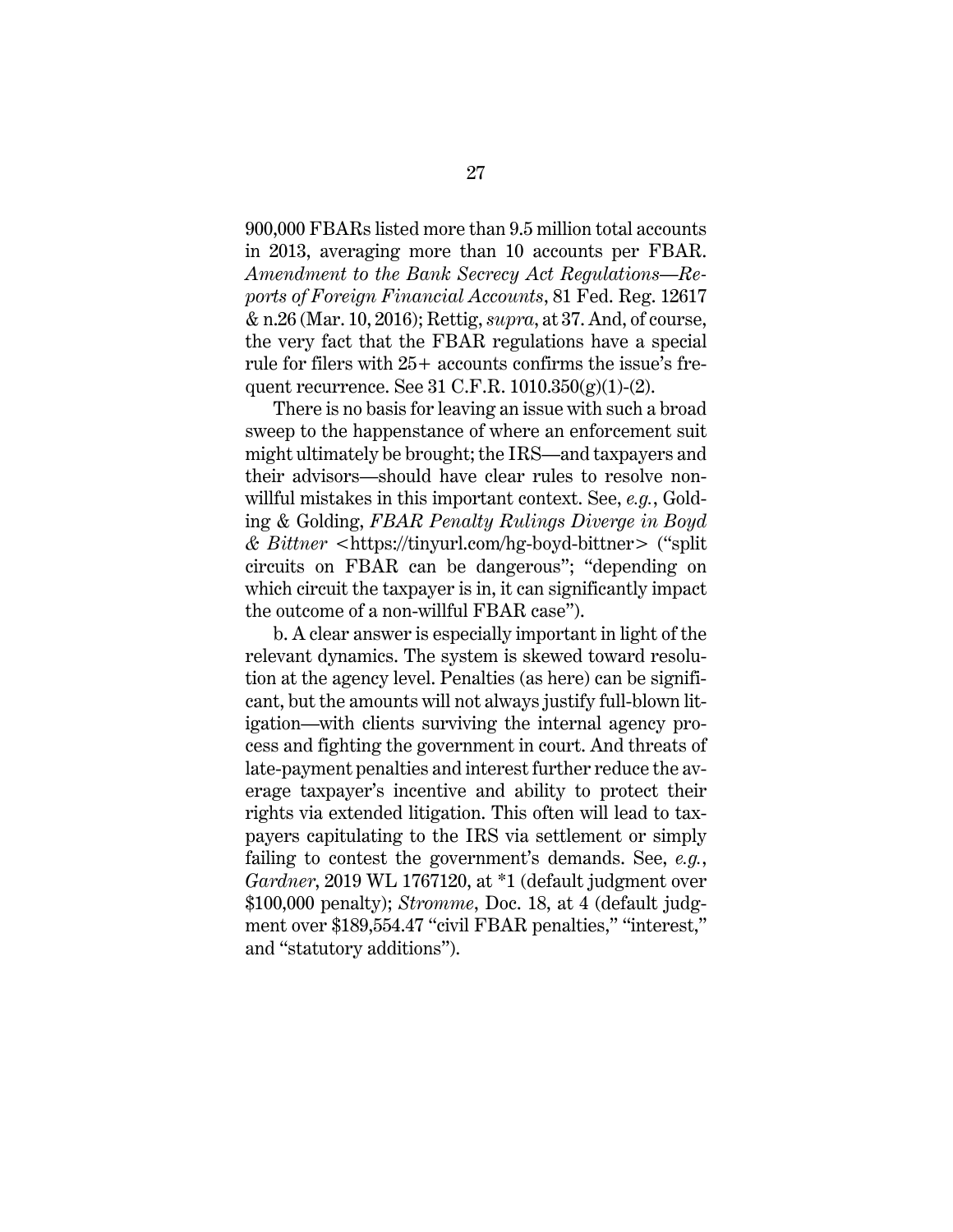900,000 FBARs listed more than 9.5 million total accounts in 2013, averaging more than 10 accounts per FBAR. *Amendment to the Bank Secrecy Act Regulations—Reports of Foreign Financial Accounts*, 81 Fed. Reg. 12617 & n.26 (Mar. 10, 2016); Rettig, *supra*, at 37. And, of course, the very fact that the FBAR regulations have a special rule for filers with 25+ accounts confirms the issue's frequent recurrence. See 31 C.F.R. 1010.350(g)(1)-(2).

There is no basis for leaving an issue with such a broad sweep to the happenstance of where an enforcement suit might ultimately be brought; the IRS—and taxpayers and their advisors—should have clear rules to resolve non-willful mistakes in this important context. See, *e.g.*, Golding & Golding, *FBAR Penalty Rulings Diverge in Boyd & Bittner* <https://tinyurl.com/hg-boyd-bittner> ("split circuits on FBAR can be dangerous"; "depending on which circuit the taxpayer is in, it can significantly impact the outcome of a non-willful FBAR case").

b. A clear answer is especially important in light of the relevant dynamics. The system is skewed toward resolution at the agency level. Penalties (as here) can be significant, but the amounts will not always justify full-blown litigation—with clients surviving the internal agency process and fighting the government in court. And threats of late-payment penalties and interest further reduce the average taxpayer's incentive and ability to protect their rights via extended litigation. This often will lead to taxpayers capitulating to the IRS via settlement or simply failing to contest the government's demands. See, *e.g.*, *Gardner*, 2019 WL 1767120, at *1 (default judgment over $100,000 penalty); *Stromme*, Doc. 18, at 4 (default judgment over $189,554.47 "civil FBAR penalties," "interest," and "statutory additions").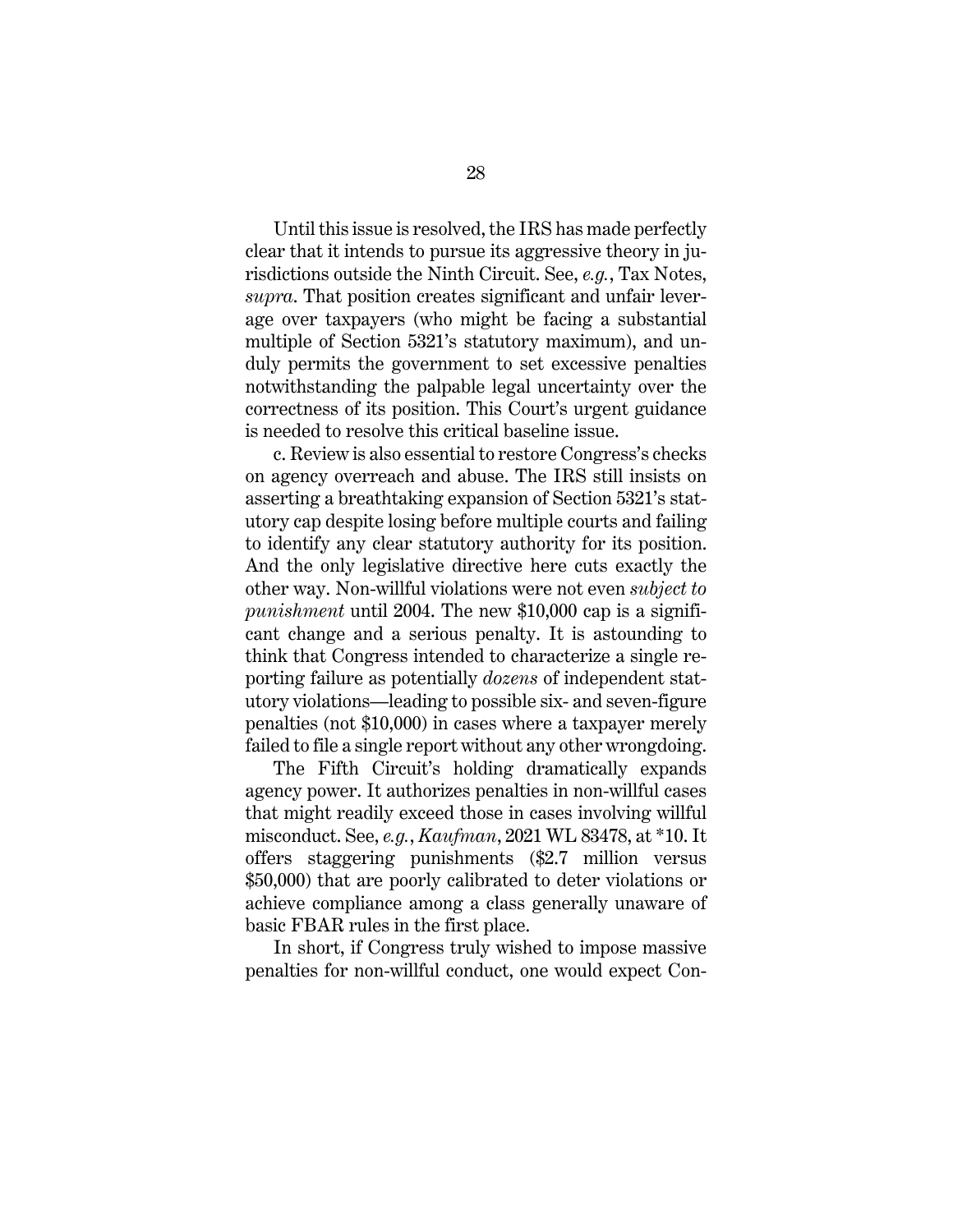Until this issue is resolved, the IRS has made perfectly clear that it intends to pursue its aggressive theory in jurisdictions outside the Ninth Circuit. See, *e.g.*, Tax Notes, *supra*. That position creates significant and unfair leverage over taxpayers (who might be facing a substantial multiple of Section 5321's statutory maximum), and unduly permits the government to set excessive penalties notwithstanding the palpable legal uncertainty over the correctness of its position. This Court's urgent guidance is needed to resolve this critical baseline issue.

c. Review is also essential to restore Congress's checks on agency overreach and abuse. The IRS still insists on asserting a breathtaking expansion of Section 5321's statutory cap despite losing before multiple courts and failing to identify any clear statutory authority for its position. And the only legislative directive here cuts exactly the other way. Non-willful violations were not even *subject to punishment* until 2004. The new $10,000 cap is a significant change and a serious penalty. It is astounding to think that Congress intended to characterize a single reporting failure as potentially *dozens* of independent statutory violations—leading to possible six- and seven-figure penalties (not $10,000) in cases where a taxpayer merely failed to file a single report without any other wrongdoing.

The Fifth Circuit's holding dramatically expands agency power. It authorizes penalties in non-willful cases that might readily exceed those in cases involving willful misconduct. See, *e.g.*, *Kaufman*, 2021 WL 83478, at *10. It offers staggering punishments ($2.7 million versus $50,000) that are poorly calibrated to deter violations or achieve compliance among a class generally unaware of basic FBAR rules in the first place.

In short, if Congress truly wished to impose massive penalties for non-willful conduct, one would expect Con-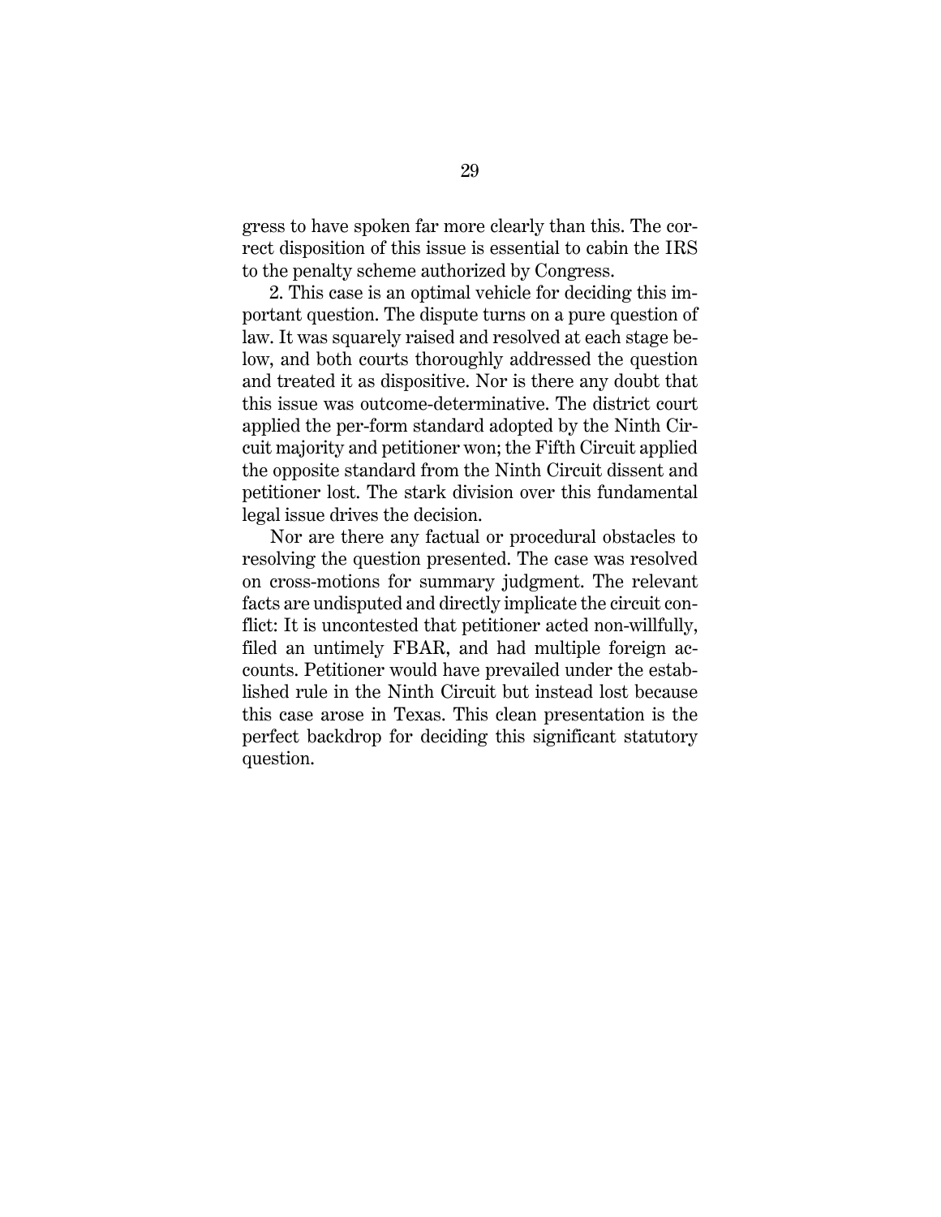gress to have spoken far more clearly than this. The correct disposition of this issue is essential to cabin the IRS to the penalty scheme authorized by Congress.

2. This case is an optimal vehicle for deciding this important question. The dispute turns on a pure question of law. It was squarely raised and resolved at each stage below, and both courts thoroughly addressed the question and treated it as dispositive. Nor is there any doubt that this issue was outcome-determinative. The district court applied the per-form standard adopted by the Ninth Circuit majority and petitioner won; the Fifth Circuit applied the opposite standard from the Ninth Circuit dissent and petitioner lost. The stark division over this fundamental legal issue drives the decision.

Nor are there any factual or procedural obstacles to resolving the question presented. The case was resolved on cross-motions for summary judgment. The relevant facts are undisputed and directly implicate the circuit conflict: It is uncontested that petitioner acted non-willfully, filed an untimely FBAR, and had multiple foreign accounts. Petitioner would have prevailed under the established rule in the Ninth Circuit but instead lost because this case arose in Texas. This clean presentation is the perfect backdrop for deciding this significant statutory question.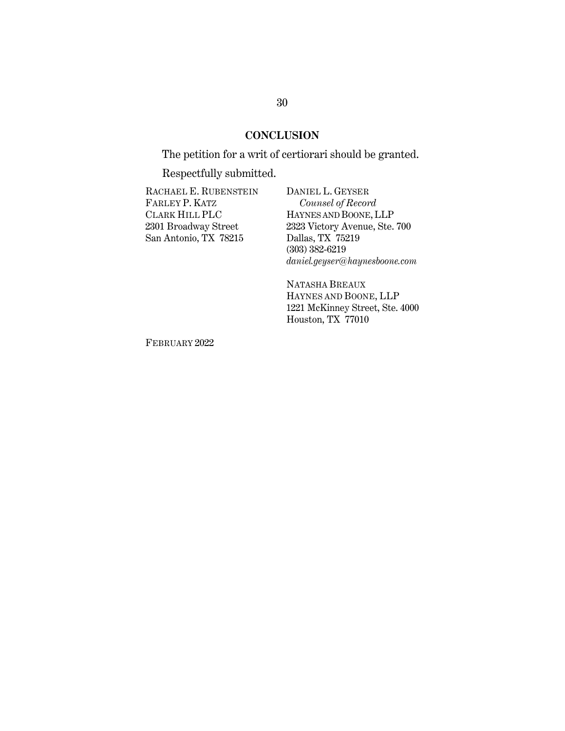## CONCLUSION

The petition for a writ of certiorari should be granted.

Respectfully submitted.

RACHAEL E. RUBENSTEIN
FARLEY P. KATZ
CLARK HILL PLC
2301 Broadway Street
San Antonio, TX 78215

DANIEL L. GEYSER
*Counsel of Record*
HAYNES AND BOONE, LLP
2323 Victory Avenue, Ste. 700
Dallas, TX 75219
(303) 382-6219
*daniel.geyser@haynesboone.com*

NATASHA BREAUX
HAYNES AND BOONE, LLP
1221 McKinney Street, Ste. 4000
Houston, TX 77010

FEBRUARY 2022